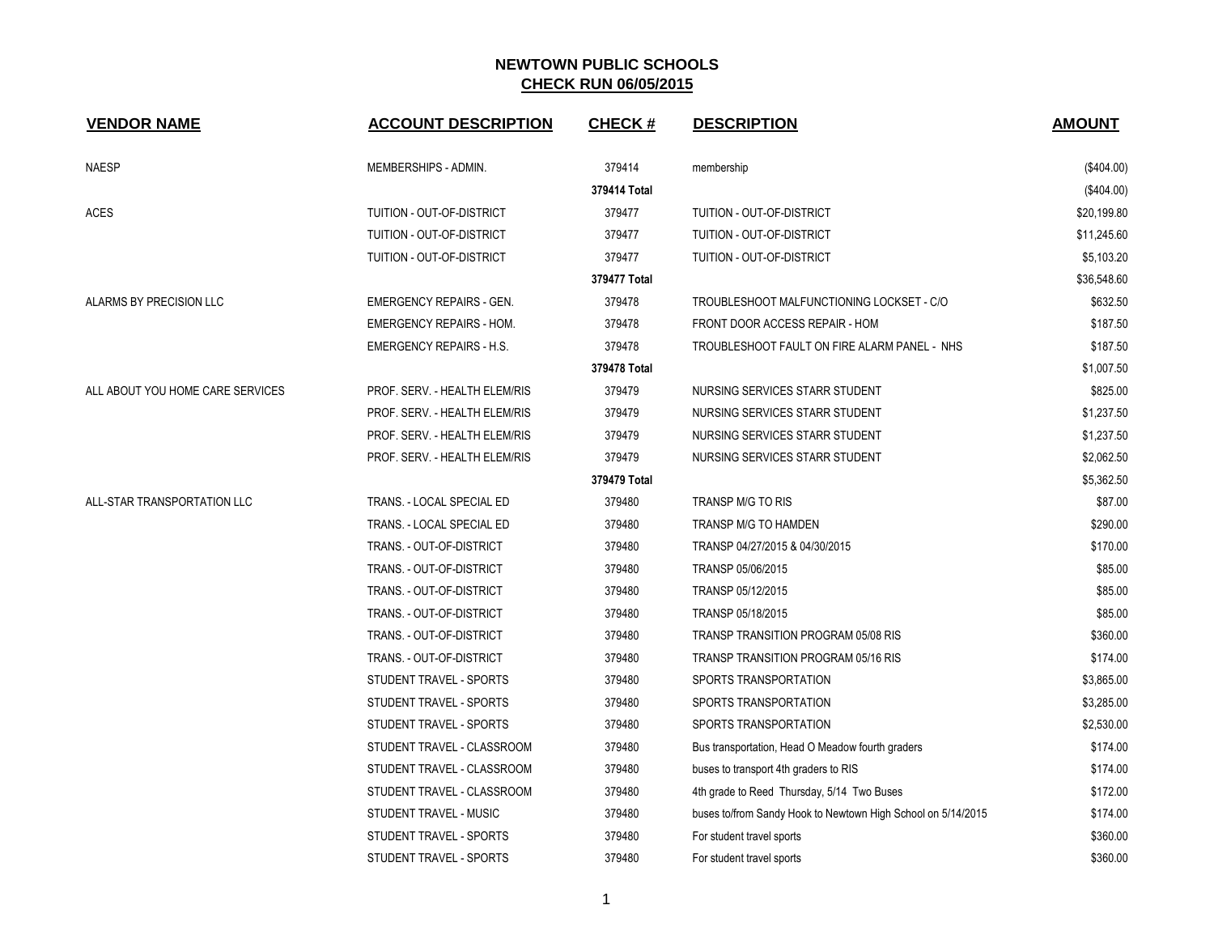# NEWTOWN PUBLIC SCHOOLS
## CHECK RUN 06/05/2015

| VENDOR NAME | ACCOUNT DESCRIPTION | CHECK # | DESCRIPTION | AMOUNT |
|---|---|---|---|---|
| NAESP | MEMBERSHIPS - ADMIN. | 379414 | membership | ($404.00) |
| | | 379414 Total | | ($404.00) |
| ACES | TUITION - OUT-OF-DISTRICT | 379477 | TUITION - OUT-OF-DISTRICT | $20,199.80 |
| | TUITION - OUT-OF-DISTRICT | 379477 | TUITION - OUT-OF-DISTRICT | $11,245.60 |
| | TUITION - OUT-OF-DISTRICT | 379477 | TUITION - OUT-OF-DISTRICT | $5,103.20 |
| | | 379477 Total | | $36,548.60 |
| ALARMS BY PRECISION LLC | EMERGENCY REPAIRS - GEN. | 379478 | TROUBLESHOOT MALFUNCTIONING LOCKSET - C/O | $632.50 |
| | EMERGENCY REPAIRS - HOM. | 379478 | FRONT DOOR ACCESS REPAIR - HOM | $187.50 |
| | EMERGENCY REPAIRS - H.S. | 379478 | TROUBLESHOOT FAULT ON FIRE ALARM PANEL - NHS | $187.50 |
| | | 379478 Total | | $1,007.50 |
| ALL ABOUT YOU HOME CARE SERVICES | PROF. SERV. - HEALTH ELEM/RIS | 379479 | NURSING SERVICES STARR STUDENT | $825.00 |
| | PROF. SERV. - HEALTH ELEM/RIS | 379479 | NURSING SERVICES STARR STUDENT | $1,237.50 |
| | PROF. SERV. - HEALTH ELEM/RIS | 379479 | NURSING SERVICES STARR STUDENT | $1,237.50 |
| | PROF. SERV. - HEALTH ELEM/RIS | 379479 | NURSING SERVICES STARR STUDENT | $2,062.50 |
| | | 379479 Total | | $5,362.50 |
| ALL-STAR TRANSPORTATION LLC | TRANS. - LOCAL SPECIAL ED | 379480 | TRANSP M/G TO RIS | $87.00 |
| | TRANS. - LOCAL SPECIAL ED | 379480 | TRANSP M/G TO HAMDEN | $290.00 |
| | TRANS. - OUT-OF-DISTRICT | 379480 | TRANSP 04/27/2015 & 04/30/2015 | $170.00 |
| | TRANS. - OUT-OF-DISTRICT | 379480 | TRANSP 05/06/2015 | $85.00 |
| | TRANS. - OUT-OF-DISTRICT | 379480 | TRANSP 05/12/2015 | $85.00 |
| | TRANS. - OUT-OF-DISTRICT | 379480 | TRANSP 05/18/2015 | $85.00 |
| | TRANS. - OUT-OF-DISTRICT | 379480 | TRANSP TRANSITION PROGRAM 05/08 RIS | $360.00 |
| | TRANS. - OUT-OF-DISTRICT | 379480 | TRANSP TRANSITION PROGRAM 05/16 RIS | $174.00 |
| | STUDENT TRAVEL - SPORTS | 379480 | SPORTS TRANSPORTATION | $3,865.00 |
| | STUDENT TRAVEL - SPORTS | 379480 | SPORTS TRANSPORTATION | $3,285.00 |
| | STUDENT TRAVEL - SPORTS | 379480 | SPORTS TRANSPORTATION | $2,530.00 |
| | STUDENT TRAVEL - CLASSROOM | 379480 | Bus transportation, Head O Meadow fourth graders | $174.00 |
| | STUDENT TRAVEL - CLASSROOM | 379480 | buses to transport 4th graders to RIS | $174.00 |
| | STUDENT TRAVEL - CLASSROOM | 379480 | 4th grade to Reed Thursday, 5/14 Two Buses | $172.00 |
| | STUDENT TRAVEL - MUSIC | 379480 | buses to/from Sandy Hook to Newtown High School on 5/14/2015 | $174.00 |
| | STUDENT TRAVEL - SPORTS | 379480 | For student travel sports | $360.00 |
| | STUDENT TRAVEL - SPORTS | 379480 | For student travel sports | $360.00 |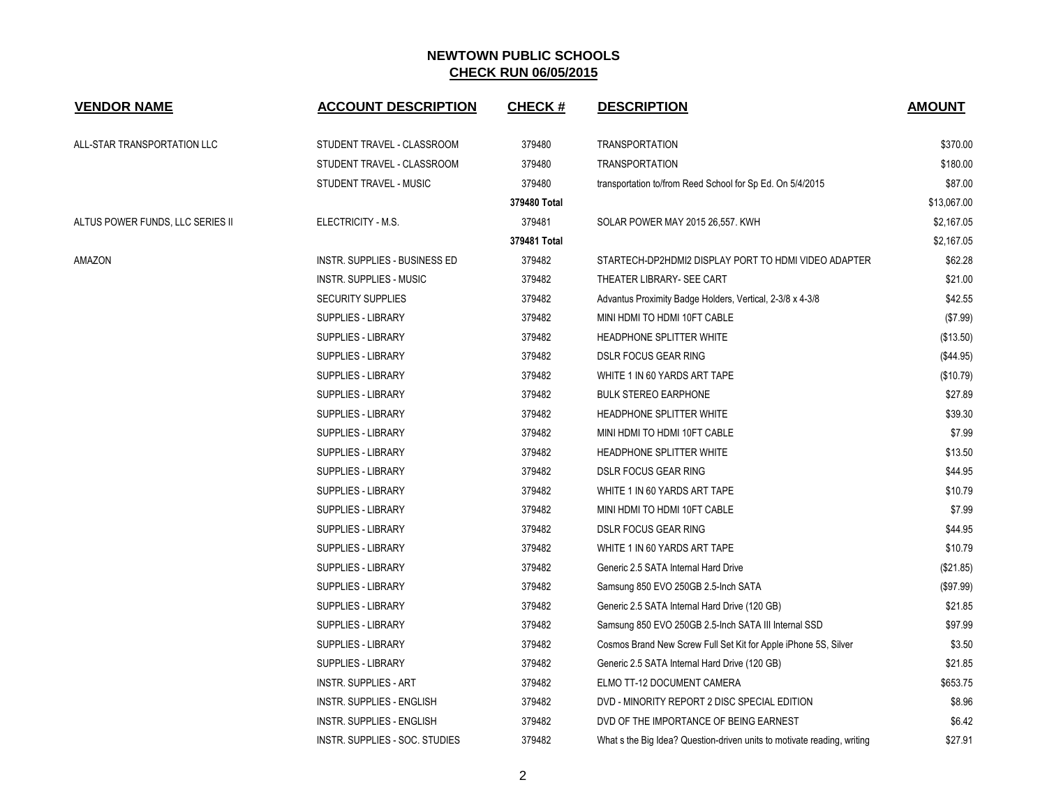# NEWTOWN PUBLIC SCHOOLS

## CHECK RUN 06/05/2015

| VENDOR NAME | ACCOUNT DESCRIPTION | CHECK # | DESCRIPTION | AMOUNT |
|---|---|---|---|---|
| ALL-STAR TRANSPORTATION LLC | STUDENT TRAVEL - CLASSROOM | 379480 | TRANSPORTATION | $370.00 |
| | STUDENT TRAVEL - CLASSROOM | 379480 | TRANSPORTATION | $180.00 |
| | STUDENT TRAVEL - MUSIC | 379480 | transportation to/from Reed School for Sp Ed. On 5/4/2015 | $87.00 |
| | | **379480 Total** | | $13,067.00 |
| ALTUS POWER FUNDS, LLC SERIES II | ELECTRICITY - M.S. | 379481 | SOLAR POWER MAY 2015 26,557. KWH | $2,167.05 |
| | | **379481 Total** | | $2,167.05 |
| AMAZON | INSTR. SUPPLIES - BUSINESS ED | 379482 | STARTECH-DP2HDMI2 DISPLAY PORT TO HDMI VIDEO ADAPTER | $62.28 |
| | INSTR. SUPPLIES - MUSIC | 379482 | THEATER LIBRARY- SEE CART | $21.00 |
| | SECURITY SUPPLIES | 379482 | Advantus Proximity Badge Holders, Vertical, 2-3/8 x 4-3/8 | $42.55 |
| | SUPPLIES - LIBRARY | 379482 | MINI HDMI TO HDMI 10FT CABLE | ($7.99) |
| | SUPPLIES - LIBRARY | 379482 | HEADPHONE SPLITTER WHITE | ($13.50) |
| | SUPPLIES - LIBRARY | 379482 | DSLR FOCUS GEAR RING | ($44.95) |
| | SUPPLIES - LIBRARY | 379482 | WHITE 1 IN 60 YARDS ART TAPE | ($10.79) |
| | SUPPLIES - LIBRARY | 379482 | BULK STEREO EARPHONE | $27.89 |
| | SUPPLIES - LIBRARY | 379482 | HEADPHONE SPLITTER WHITE | $39.30 |
| | SUPPLIES - LIBRARY | 379482 | MINI HDMI TO HDMI 10FT CABLE | $7.99 |
| | SUPPLIES - LIBRARY | 379482 | HEADPHONE SPLITTER WHITE | $13.50 |
| | SUPPLIES - LIBRARY | 379482 | DSLR FOCUS GEAR RING | $44.95 |
| | SUPPLIES - LIBRARY | 379482 | WHITE 1 IN 60 YARDS ART TAPE | $10.79 |
| | SUPPLIES - LIBRARY | 379482 | MINI HDMI TO HDMI 10FT CABLE | $7.99 |
| | SUPPLIES - LIBRARY | 379482 | DSLR FOCUS GEAR RING | $44.95 |
| | SUPPLIES - LIBRARY | 379482 | WHITE 1 IN 60 YARDS ART TAPE | $10.79 |
| | SUPPLIES - LIBRARY | 379482 | Generic 2.5 SATA Internal Hard Drive | ($21.85) |
| | SUPPLIES - LIBRARY | 379482 | Samsung 850 EVO 250GB 2.5-Inch SATA | ($97.99) |
| | SUPPLIES - LIBRARY | 379482 | Generic 2.5 SATA Internal Hard Drive (120 GB) | $21.85 |
| | SUPPLIES - LIBRARY | 379482 | Samsung 850 EVO 250GB 2.5-Inch SATA III Internal SSD | $97.99 |
| | SUPPLIES - LIBRARY | 379482 | Cosmos Brand New Screw Full Set Kit for Apple iPhone 5S, Silver | $3.50 |
| | SUPPLIES - LIBRARY | 379482 | Generic 2.5 SATA Internal Hard Drive (120 GB) | $21.85 |
| | INSTR. SUPPLIES - ART | 379482 | ELMO TT-12 DOCUMENT CAMERA | $653.75 |
| | INSTR. SUPPLIES - ENGLISH | 379482 | DVD - MINORITY REPORT 2 DISC SPECIAL EDITION | $8.96 |
| | INSTR. SUPPLIES - ENGLISH | 379482 | DVD OF THE IMPORTANCE OF BEING EARNEST | $6.42 |
| | INSTR. SUPPLIES - SOC. STUDIES | 379482 | What s the Big Idea? Question-driven units to motivate reading, writing | $27.91 |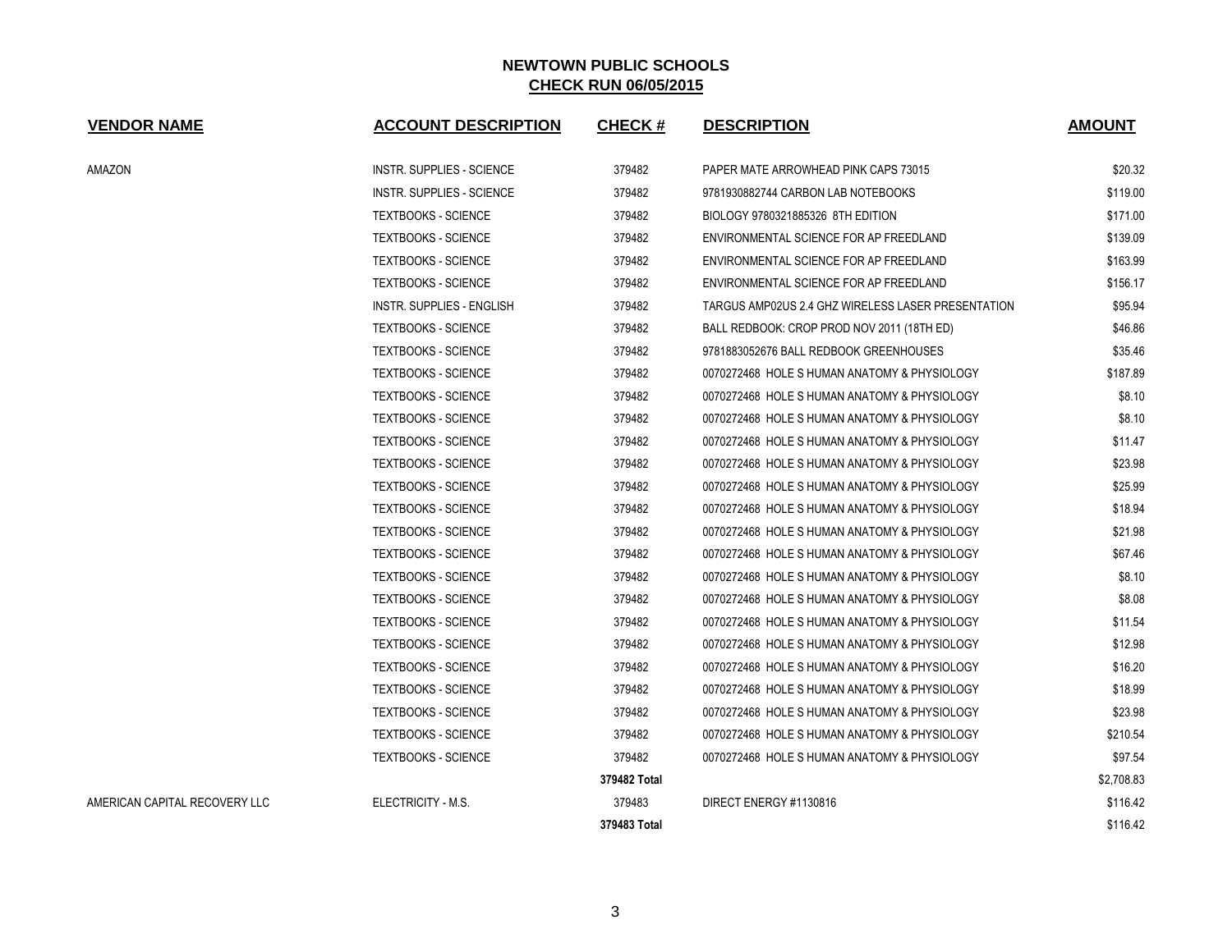## NEWTOWN PUBLIC SCHOOLS
## CHECK RUN 06/05/2015

| VENDOR NAME | ACCOUNT DESCRIPTION | CHECK # | DESCRIPTION | AMOUNT |
|---|---|---|---|---|
| AMAZON | INSTR. SUPPLIES - SCIENCE | 379482 | PAPER MATE ARROWHEAD PINK CAPS 73015 | $20.32 |
| | INSTR. SUPPLIES - SCIENCE | 379482 | 9781930882744 CARBON LAB NOTEBOOKS | $119.00 |
| | TEXTBOOKS - SCIENCE | 379482 | BIOLOGY 9780321885326 8TH EDITION | $171.00 |
| | TEXTBOOKS - SCIENCE | 379482 | ENVIRONMENTAL SCIENCE FOR AP FREEDLAND | $139.09 |
| | TEXTBOOKS - SCIENCE | 379482 | ENVIRONMENTAL SCIENCE FOR AP FREEDLAND | $163.99 |
| | TEXTBOOKS - SCIENCE | 379482 | ENVIRONMENTAL SCIENCE FOR AP FREEDLAND | $156.17 |
| | INSTR. SUPPLIES - ENGLISH | 379482 | TARGUS AMP02US 2.4 GHZ WIRELESS LASER PRESENTATION | $95.94 |
| | TEXTBOOKS - SCIENCE | 379482 | BALL REDBOOK: CROP PROD NOV 2011 (18TH ED) | $46.86 |
| | TEXTBOOKS - SCIENCE | 379482 | 9781883052676 BALL REDBOOK GREENHOUSES | $35.46 |
| | TEXTBOOKS - SCIENCE | 379482 | 0070272468 HOLE S HUMAN ANATOMY & PHYSIOLOGY | $187.89 |
| | TEXTBOOKS - SCIENCE | 379482 | 0070272468 HOLE S HUMAN ANATOMY & PHYSIOLOGY | $8.10 |
| | TEXTBOOKS - SCIENCE | 379482 | 0070272468 HOLE S HUMAN ANATOMY & PHYSIOLOGY | $8.10 |
| | TEXTBOOKS - SCIENCE | 379482 | 0070272468 HOLE S HUMAN ANATOMY & PHYSIOLOGY | $11.47 |
| | TEXTBOOKS - SCIENCE | 379482 | 0070272468 HOLE S HUMAN ANATOMY & PHYSIOLOGY | $23.98 |
| | TEXTBOOKS - SCIENCE | 379482 | 0070272468 HOLE S HUMAN ANATOMY & PHYSIOLOGY | $25.99 |
| | TEXTBOOKS - SCIENCE | 379482 | 0070272468 HOLE S HUMAN ANATOMY & PHYSIOLOGY | $18.94 |
| | TEXTBOOKS - SCIENCE | 379482 | 0070272468 HOLE S HUMAN ANATOMY & PHYSIOLOGY | $21.98 |
| | TEXTBOOKS - SCIENCE | 379482 | 0070272468 HOLE S HUMAN ANATOMY & PHYSIOLOGY | $67.46 |
| | TEXTBOOKS - SCIENCE | 379482 | 0070272468 HOLE S HUMAN ANATOMY & PHYSIOLOGY | $8.10 |
| | TEXTBOOKS - SCIENCE | 379482 | 0070272468 HOLE S HUMAN ANATOMY & PHYSIOLOGY | $8.08 |
| | TEXTBOOKS - SCIENCE | 379482 | 0070272468 HOLE S HUMAN ANATOMY & PHYSIOLOGY | $11.54 |
| | TEXTBOOKS - SCIENCE | 379482 | 0070272468 HOLE S HUMAN ANATOMY & PHYSIOLOGY | $12.98 |
| | TEXTBOOKS - SCIENCE | 379482 | 0070272468 HOLE S HUMAN ANATOMY & PHYSIOLOGY | $16.20 |
| | TEXTBOOKS - SCIENCE | 379482 | 0070272468 HOLE S HUMAN ANATOMY & PHYSIOLOGY | $18.99 |
| | TEXTBOOKS - SCIENCE | 379482 | 0070272468 HOLE S HUMAN ANATOMY & PHYSIOLOGY | $23.98 |
| | TEXTBOOKS - SCIENCE | 379482 | 0070272468 HOLE S HUMAN ANATOMY & PHYSIOLOGY | $210.54 |
| | TEXTBOOKS - SCIENCE | 379482 | 0070272468 HOLE S HUMAN ANATOMY & PHYSIOLOGY | $97.54 |
| | | **379482 Total** | | $2,708.83 |
| AMERICAN CAPITAL RECOVERY LLC | ELECTRICITY - M.S. | 379483 | DIRECT ENERGY #1130816 | $116.42 |
| | | **379483 Total** | | $116.42 |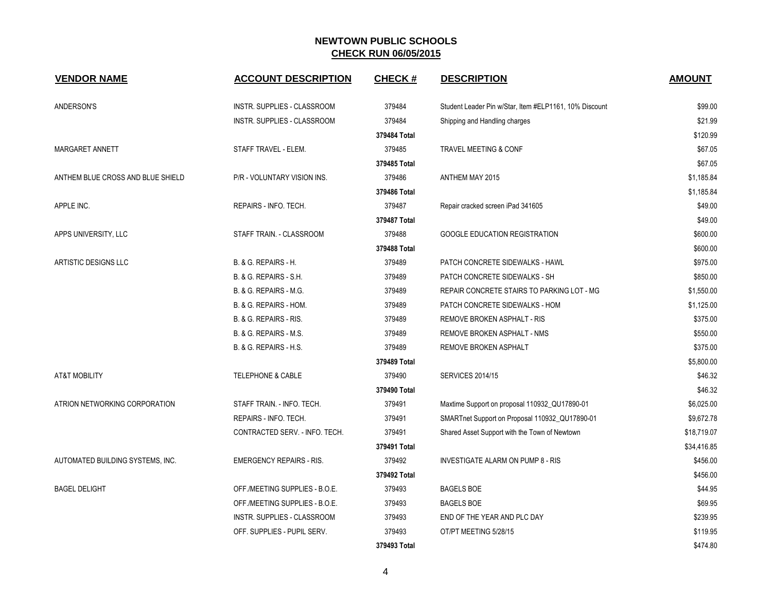# NEWTOWN PUBLIC SCHOOLS

## CHECK RUN 06/05/2015

| VENDOR NAME | ACCOUNT DESCRIPTION | CHECK # | DESCRIPTION | AMOUNT |
|---|---|---|---|---|
| ANDERSON'S | INSTR. SUPPLIES - CLASSROOM | 379484 | Student Leader Pin w/Star, Item #ELP1161, 10% Discount | $99.00 |
| | INSTR. SUPPLIES - CLASSROOM | 379484 | Shipping and Handling charges | $21.99 |
| | | **379484 Total** | | $120.99 |
| MARGARET ANNETT | STAFF TRAVEL - ELEM. | 379485 | TRAVEL MEETING & CONF | $67.05 |
| | | **379485 Total** | | $67.05 |
| ANTHEM BLUE CROSS AND BLUE SHIELD | P/R - VOLUNTARY VISION INS. | 379486 | ANTHEM MAY 2015 | $1,185.84 |
| | | **379486 Total** | | $1,185.84 |
| APPLE INC. | REPAIRS - INFO. TECH. | 379487 | Repair cracked screen iPad 341605 | $49.00 |
| | | **379487 Total** | | $49.00 |
| APPS UNIVERSITY, LLC | STAFF TRAIN. - CLASSROOM | 379488 | GOOGLE EDUCATION REGISTRATION | $600.00 |
| | | **379488 Total** | | $600.00 |
| ARTISTIC DESIGNS LLC | B. & G. REPAIRS - H. | 379489 | PATCH CONCRETE SIDEWALKS - HAWL | $975.00 |
| | B. & G. REPAIRS - S.H. | 379489 | PATCH CONCRETE SIDEWALKS - SH | $850.00 |
| | B. & G. REPAIRS - M.G. | 379489 | REPAIR CONCRETE STAIRS TO PARKING LOT - MG | $1,550.00 |
| | B. & G. REPAIRS - HOM. | 379489 | PATCH CONCRETE SIDEWALKS - HOM | $1,125.00 |
| | B. & G. REPAIRS - RIS. | 379489 | REMOVE BROKEN ASPHALT - RIS | $375.00 |
| | B. & G. REPAIRS - M.S. | 379489 | REMOVE BROKEN ASPHALT - NMS | $550.00 |
| | B. & G. REPAIRS - H.S. | 379489 | REMOVE BROKEN ASPHALT | $375.00 |
| | | **379489 Total** | | $5,800.00 |
| AT&T MOBILITY | TELEPHONE & CABLE | 379490 | SERVICES 2014/15 | $46.32 |
| | | **379490 Total** | | $46.32 |
| ATRION NETWORKING CORPORATION | STAFF TRAIN. - INFO. TECH. | 379491 | Maxtime Support on proposal 110932_QU17890-01 | $6,025.00 |
| | REPAIRS - INFO. TECH. | 379491 | SMARTnet Support on Proposal 110932_QU17890-01 | $9,672.78 |
| | CONTRACTED SERV. - INFO. TECH. | 379491 | Shared Asset Support with the Town of Newtown | $18,719.07 |
| | | **379491 Total** | | $34,416.85 |
| AUTOMATED BUILDING SYSTEMS, INC. | EMERGENCY REPAIRS - RIS. | 379492 | INVESTIGATE ALARM ON PUMP 8 - RIS | $456.00 |
| | | **379492 Total** | | $456.00 |
| BAGEL DELIGHT | OFF./MEETING SUPPLIES - B.O.E. | 379493 | BAGELS BOE | $44.95 |
| | OFF./MEETING SUPPLIES - B.O.E. | 379493 | BAGELS BOE | $69.95 |
| | INSTR. SUPPLIES - CLASSROOM | 379493 | END OF THE YEAR AND PLC DAY | $239.95 |
| | OFF. SUPPLIES - PUPIL SERV. | 379493 | OT/PT MEETING 5/28/15 | $119.95 |
| | | **379493 Total** | | $474.80 |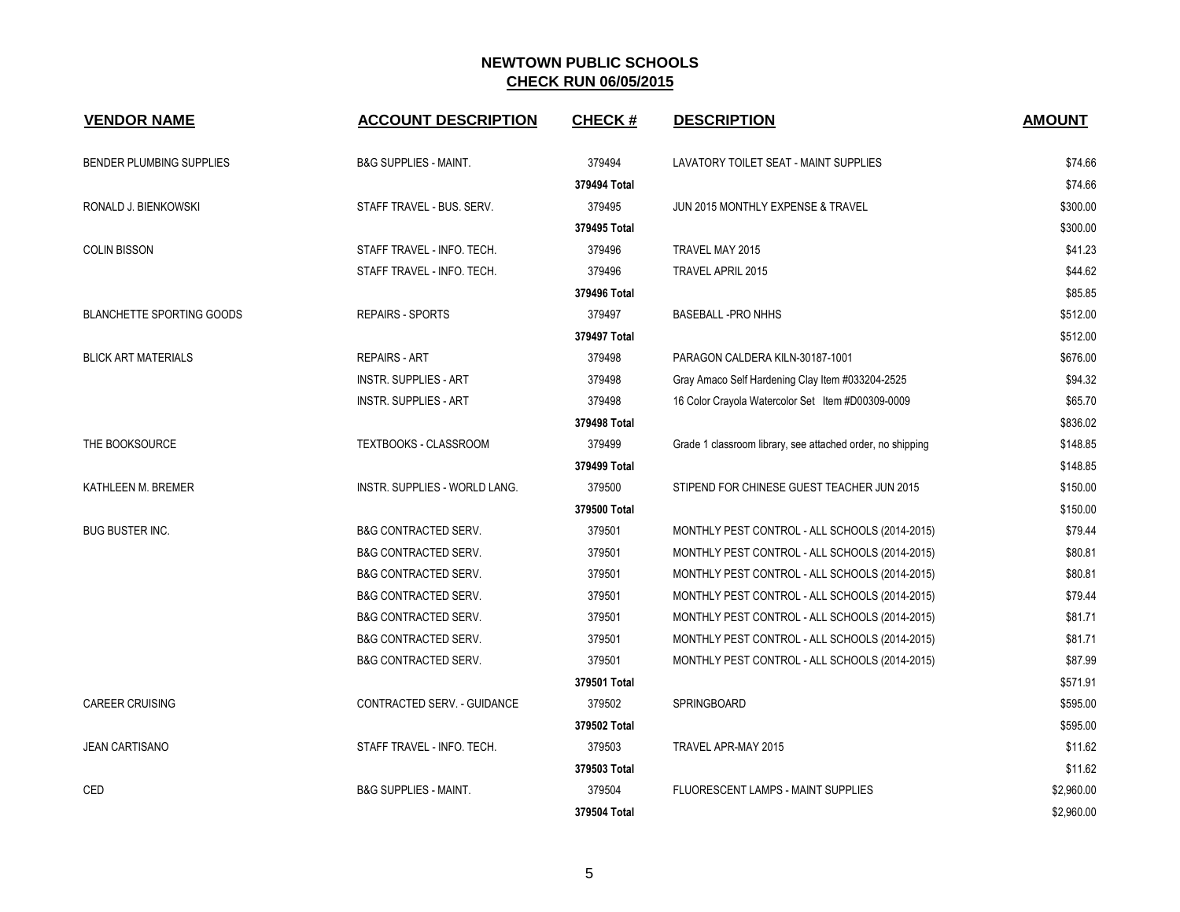# NEWTOWN PUBLIC SCHOOLS

## CHECK RUN 06/05/2015

| VENDOR NAME | ACCOUNT DESCRIPTION | CHECK # | DESCRIPTION | AMOUNT |
|---|---|---|---|---|
| BENDER PLUMBING SUPPLIES | B&G SUPPLIES - MAINT. | 379494 | LAVATORY TOILET SEAT - MAINT SUPPLIES | $74.66 |
| | | 379494 Total | | $74.66 |
| RONALD J. BIENKOWSKI | STAFF TRAVEL - BUS. SERV. | 379495 | JUN 2015 MONTHLY EXPENSE & TRAVEL | $300.00 |
| | | 379495 Total | | $300.00 |
| COLIN BISSON | STAFF TRAVEL - INFO. TECH. | 379496 | TRAVEL MAY 2015 | $41.23 |
| | STAFF TRAVEL - INFO. TECH. | 379496 | TRAVEL APRIL 2015 | $44.62 |
| | | 379496 Total | | $85.85 |
| BLANCHETTE SPORTING GOODS | REPAIRS - SPORTS | 379497 | BASEBALL -PRO NHHS | $512.00 |
| | | 379497 Total | | $512.00 |
| BLICK ART MATERIALS | REPAIRS - ART | 379498 | PARAGON CALDERA KILN-30187-1001 | $676.00 |
| | INSTR. SUPPLIES - ART | 379498 | Gray Amaco Self Hardening Clay Item #033204-2525 | $94.32 |
| | INSTR. SUPPLIES - ART | 379498 | 16 Color Crayola Watercolor Set Item #D00309-0009 | $65.70 |
| | | 379498 Total | | $836.02 |
| THE BOOKSOURCE | TEXTBOOKS - CLASSROOM | 379499 | Grade 1 classroom library, see attached order, no shipping | $148.85 |
| | | 379499 Total | | $148.85 |
| KATHLEEN M. BREMER | INSTR. SUPPLIES - WORLD LANG. | 379500 | STIPEND FOR CHINESE GUEST TEACHER JUN 2015 | $150.00 |
| | | 379500 Total | | $150.00 |
| BUG BUSTER INC. | B&G CONTRACTED SERV. | 379501 | MONTHLY PEST CONTROL - ALL SCHOOLS (2014-2015) | $79.44 |
| | B&G CONTRACTED SERV. | 379501 | MONTHLY PEST CONTROL - ALL SCHOOLS (2014-2015) | $80.81 |
| | B&G CONTRACTED SERV. | 379501 | MONTHLY PEST CONTROL - ALL SCHOOLS (2014-2015) | $80.81 |
| | B&G CONTRACTED SERV. | 379501 | MONTHLY PEST CONTROL - ALL SCHOOLS (2014-2015) | $79.44 |
| | B&G CONTRACTED SERV. | 379501 | MONTHLY PEST CONTROL - ALL SCHOOLS (2014-2015) | $81.71 |
| | B&G CONTRACTED SERV. | 379501 | MONTHLY PEST CONTROL - ALL SCHOOLS (2014-2015) | $81.71 |
| | B&G CONTRACTED SERV. | 379501 | MONTHLY PEST CONTROL - ALL SCHOOLS (2014-2015) | $87.99 |
| | | 379501 Total | | $571.91 |
| CAREER CRUISING | CONTRACTED SERV. - GUIDANCE | 379502 | SPRINGBOARD | $595.00 |
| | | 379502 Total | | $595.00 |
| JEAN CARTISANO | STAFF TRAVEL - INFO. TECH. | 379503 | TRAVEL APR-MAY 2015 | $11.62 |
| | | 379503 Total | | $11.62 |
| CED | B&G SUPPLIES - MAINT. | 379504 | FLUORESCENT LAMPS - MAINT SUPPLIES | $2,960.00 |
| | | 379504 Total | | $2,960.00 |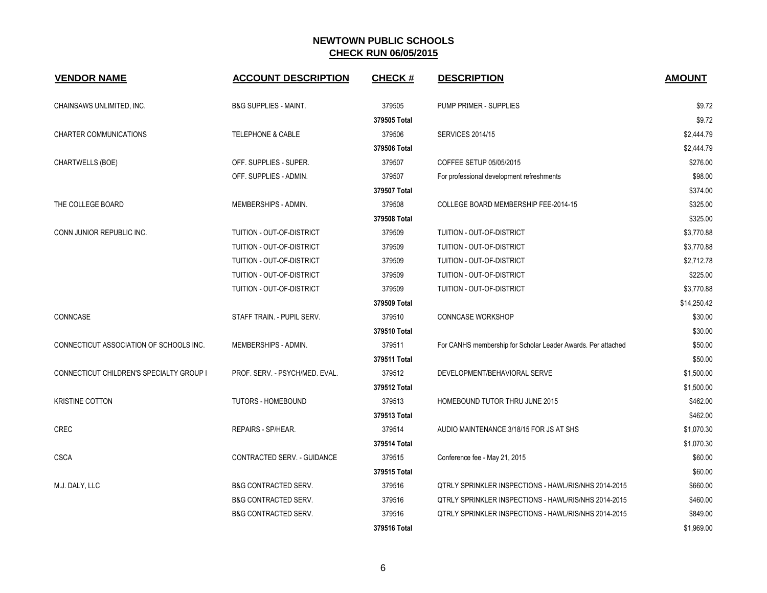# NEWTOWN PUBLIC SCHOOLS

## CHECK RUN 06/05/2015

| VENDOR NAME | ACCOUNT DESCRIPTION | CHECK # | DESCRIPTION | AMOUNT |
|---|---|---|---|---|
| CHAINSAWS UNLIMITED, INC. | B&G SUPPLIES - MAINT. | 379505 | PUMP PRIMER - SUPPLIES | $9.72 |
| | | 379505 Total | | $9.72 |
| CHARTER COMMUNICATIONS | TELEPHONE & CABLE | 379506 | SERVICES 2014/15 | $2,444.79 |
| | | 379506 Total | | $2,444.79 |
| CHARTWELLS (BOE) | OFF. SUPPLIES - SUPER. | 379507 | COFFEE SETUP 05/05/2015 | $276.00 |
| | OFF. SUPPLIES - ADMIN. | 379507 | For professional development refreshments | $98.00 |
| | | 379507 Total | | $374.00 |
| THE COLLEGE BOARD | MEMBERSHIPS - ADMIN. | 379508 | COLLEGE BOARD MEMBERSHIP FEE-2014-15 | $325.00 |
| | | 379508 Total | | $325.00 |
| CONN JUNIOR REPUBLIC INC. | TUITION - OUT-OF-DISTRICT | 379509 | TUITION - OUT-OF-DISTRICT | $3,770.88 |
| | TUITION - OUT-OF-DISTRICT | 379509 | TUITION - OUT-OF-DISTRICT | $3,770.88 |
| | TUITION - OUT-OF-DISTRICT | 379509 | TUITION - OUT-OF-DISTRICT | $2,712.78 |
| | TUITION - OUT-OF-DISTRICT | 379509 | TUITION - OUT-OF-DISTRICT | $225.00 |
| | TUITION - OUT-OF-DISTRICT | 379509 | TUITION - OUT-OF-DISTRICT | $3,770.88 |
| | | 379509 Total | | $14,250.42 |
| CONNCASE | STAFF TRAIN. - PUPIL SERV. | 379510 | CONNCASE WORKSHOP | $30.00 |
| | | 379510 Total | | $30.00 |
| CONNECTICUT ASSOCIATION OF SCHOOLS INC. | MEMBERSHIPS - ADMIN. | 379511 | For CANHS membership for Scholar Leader Awards. Per attached | $50.00 |
| | | 379511 Total | | $50.00 |
| CONNECTICUT CHILDREN'S SPECIALTY GROUP I | PROF. SERV. - PSYCH/MED. EVAL. | 379512 | DEVELOPMENT/BEHAVIORAL SERVE | $1,500.00 |
| | | 379512 Total | | $1,500.00 |
| KRISTINE COTTON | TUTORS - HOMEBOUND | 379513 | HOMEBOUND TUTOR THRU JUNE 2015 | $462.00 |
| | | 379513 Total | | $462.00 |
| CREC | REPAIRS - SP/HEAR. | 379514 | AUDIO MAINTENANCE 3/18/15 FOR JS AT SHS | $1,070.30 |
| | | 379514 Total | | $1,070.30 |
| CSCA | CONTRACTED SERV. - GUIDANCE | 379515 | Conference fee - May 21, 2015 | $60.00 |
| | | 379515 Total | | $60.00 |
| M.J. DALY, LLC | B&G CONTRACTED SERV. | 379516 | QTRLY SPRINKLER INSPECTIONS - HAWL/RIS/NHS 2014-2015 | $660.00 |
| | B&G CONTRACTED SERV. | 379516 | QTRLY SPRINKLER INSPECTIONS - HAWL/RIS/NHS 2014-2015 | $460.00 |
| | B&G CONTRACTED SERV. | 379516 | QTRLY SPRINKLER INSPECTIONS - HAWL/RIS/NHS 2014-2015 | $849.00 |
| | | 379516 Total | | $1,969.00 |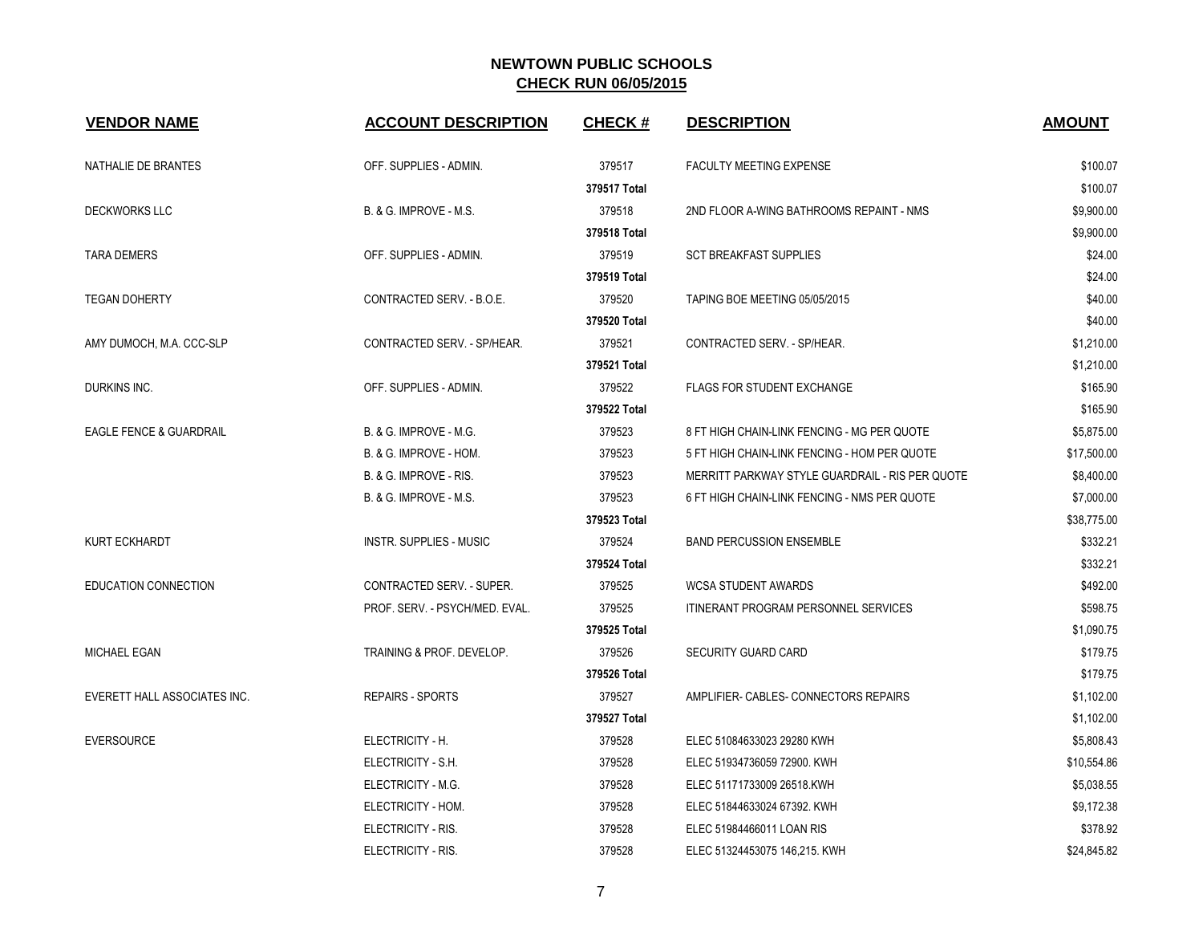# NEWTOWN PUBLIC SCHOOLS

## CHECK RUN 06/05/2015

| VENDOR NAME | ACCOUNT DESCRIPTION | CHECK # | DESCRIPTION | AMOUNT |
|---|---|---|---|---|
| NATHALIE DE BRANTES | OFF. SUPPLIES - ADMIN. | 379517 | FACULTY MEETING EXPENSE | $100.07 |
| | | 379517 Total | | $100.07 |
| DECKWORKS LLC | B. & G. IMPROVE - M.S. | 379518 | 2ND FLOOR A-WING BATHROOMS REPAINT - NMS | $9,900.00 |
| | | 379518 Total | | $9,900.00 |
| TARA DEMERS | OFF. SUPPLIES - ADMIN. | 379519 | SCT BREAKFAST SUPPLIES | $24.00 |
| | | 379519 Total | | $24.00 |
| TEGAN DOHERTY | CONTRACTED SERV. - B.O.E. | 379520 | TAPING BOE MEETING 05/05/2015 | $40.00 |
| | | 379520 Total | | $40.00 |
| AMY DUMOCH, M.A. CCC-SLP | CONTRACTED SERV. - SP/HEAR. | 379521 | CONTRACTED SERV. - SP/HEAR. | $1,210.00 |
| | | 379521 Total | | $1,210.00 |
| DURKINS INC. | OFF. SUPPLIES - ADMIN. | 379522 | FLAGS FOR STUDENT EXCHANGE | $165.90 |
| | | 379522 Total | | $165.90 |
| EAGLE FENCE & GUARDRAIL | B. & G. IMPROVE - M.G. | 379523 | 8 FT HIGH CHAIN-LINK FENCING - MG PER QUOTE | $5,875.00 |
| | B. & G. IMPROVE - HOM. | 379523 | 5 FT HIGH CHAIN-LINK FENCING - HOM PER QUOTE | $17,500.00 |
| | B. & G. IMPROVE - RIS. | 379523 | MERRITT PARKWAY STYLE GUARDRAIL - RIS PER QUOTE | $8,400.00 |
| | B. & G. IMPROVE - M.S. | 379523 | 6 FT HIGH CHAIN-LINK FENCING - NMS PER QUOTE | $7,000.00 |
| | | 379523 Total | | $38,775.00 |
| KURT ECKHARDT | INSTR. SUPPLIES - MUSIC | 379524 | BAND PERCUSSION ENSEMBLE | $332.21 |
| | | 379524 Total | | $332.21 |
| EDUCATION CONNECTION | CONTRACTED SERV. - SUPER. | 379525 | WCSA STUDENT AWARDS | $492.00 |
| | PROF. SERV. - PSYCH/MED. EVAL. | 379525 | ITINERANT PROGRAM PERSONNEL SERVICES | $598.75 |
| | | 379525 Total | | $1,090.75 |
| MICHAEL EGAN | TRAINING & PROF. DEVELOP. | 379526 | SECURITY GUARD CARD | $179.75 |
| | | 379526 Total | | $179.75 |
| EVERETT HALL ASSOCIATES INC. | REPAIRS - SPORTS | 379527 | AMPLIFIER- CABLES- CONNECTORS REPAIRS | $1,102.00 |
| | | 379527 Total | | $1,102.00 |
| EVERSOURCE | ELECTRICITY - H. | 379528 | ELEC 51084633023 29280 KWH | $5,808.43 |
| | ELECTRICITY - S.H. | 379528 | ELEC 51934736059 72900. KWH | $10,554.86 |
| | ELECTRICITY - M.G. | 379528 | ELEC 51171733009 26518.KWH | $5,038.55 |
| | ELECTRICITY - HOM. | 379528 | ELEC 51844633024 67392. KWH | $9,172.38 |
| | ELECTRICITY - RIS. | 379528 | ELEC 51984466011 LOAN RIS | $378.92 |
| | ELECTRICITY - RIS. | 379528 | ELEC 51324453075 146,215. KWH | $24,845.82 |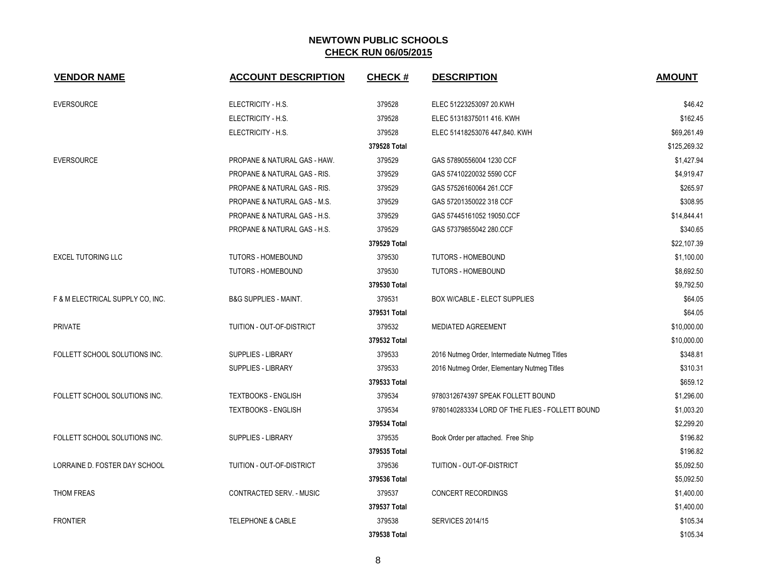## NEWTOWN PUBLIC SCHOOLS
## CHECK RUN 06/05/2015

| VENDOR NAME | ACCOUNT DESCRIPTION | CHECK # | DESCRIPTION | AMOUNT |
|---|---|---|---|---|
| EVERSOURCE | ELECTRICITY - H.S. | 379528 | ELEC 51223253097 20.KWH | $46.42 |
| | ELECTRICITY - H.S. | 379528 | ELEC 51318375011 416. KWH | $162.45 |
| | ELECTRICITY - H.S. | 379528 | ELEC 51418253076 447,840. KWH | $69,261.49 |
| | | 379528 Total | | $125,269.32 |
| EVERSOURCE | PROPANE & NATURAL GAS - HAW. | 379529 | GAS 57890556004 1230 CCF | $1,427.94 |
| | PROPANE & NATURAL GAS - RIS. | 379529 | GAS 57410220032 5590 CCF | $4,919.47 |
| | PROPANE & NATURAL GAS - RIS. | 379529 | GAS 57526160064 261.CCF | $265.97 |
| | PROPANE & NATURAL GAS - M.S. | 379529 | GAS 57201350022 318 CCF | $308.95 |
| | PROPANE & NATURAL GAS - H.S. | 379529 | GAS 57445161052 19050.CCF | $14,844.41 |
| | PROPANE & NATURAL GAS - H.S. | 379529 | GAS 57379855042 280.CCF | $340.65 |
| | | 379529 Total | | $22,107.39 |
| EXCEL TUTORING LLC | TUTORS - HOMEBOUND | 379530 | TUTORS - HOMEBOUND | $1,100.00 |
| | TUTORS - HOMEBOUND | 379530 | TUTORS - HOMEBOUND | $8,692.50 |
| | | 379530 Total | | $9,792.50 |
| F & M ELECTRICAL SUPPLY CO, INC. | B&G SUPPLIES - MAINT. | 379531 | BOX W/CABLE - ELECT SUPPLIES | $64.05 |
| | | 379531 Total | | $64.05 |
| PRIVATE | TUITION - OUT-OF-DISTRICT | 379532 | MEDIATED AGREEMENT | $10,000.00 |
| | | 379532 Total | | $10,000.00 |
| FOLLETT SCHOOL SOLUTIONS INC. | SUPPLIES - LIBRARY | 379533 | 2016 Nutmeg Order, Intermediate Nutmeg Titles | $348.81 |
| | SUPPLIES - LIBRARY | 379533 | 2016 Nutmeg Order, Elementary Nutmeg Titles | $310.31 |
| | | 379533 Total | | $659.12 |
| FOLLETT SCHOOL SOLUTIONS INC. | TEXTBOOKS - ENGLISH | 379534 | 9780312674397 SPEAK FOLLETT BOUND | $1,296.00 |
| | TEXTBOOKS - ENGLISH | 379534 | 9780140283334 LORD OF THE FLIES - FOLLETT BOUND | $1,003.20 |
| | | 379534 Total | | $2,299.20 |
| FOLLETT SCHOOL SOLUTIONS INC. | SUPPLIES - LIBRARY | 379535 | Book Order per attached. Free Ship | $196.82 |
| | | 379535 Total | | $196.82 |
| LORRAINE D. FOSTER DAY SCHOOL | TUITION - OUT-OF-DISTRICT | 379536 | TUITION - OUT-OF-DISTRICT | $5,092.50 |
| | | 379536 Total | | $5,092.50 |
| THOM FREAS | CONTRACTED SERV. - MUSIC | 379537 | CONCERT RECORDINGS | $1,400.00 |
| | | 379537 Total | | $1,400.00 |
| FRONTIER | TELEPHONE & CABLE | 379538 | SERVICES 2014/15 | $105.34 |
| | | 379538 Total | | $105.34 |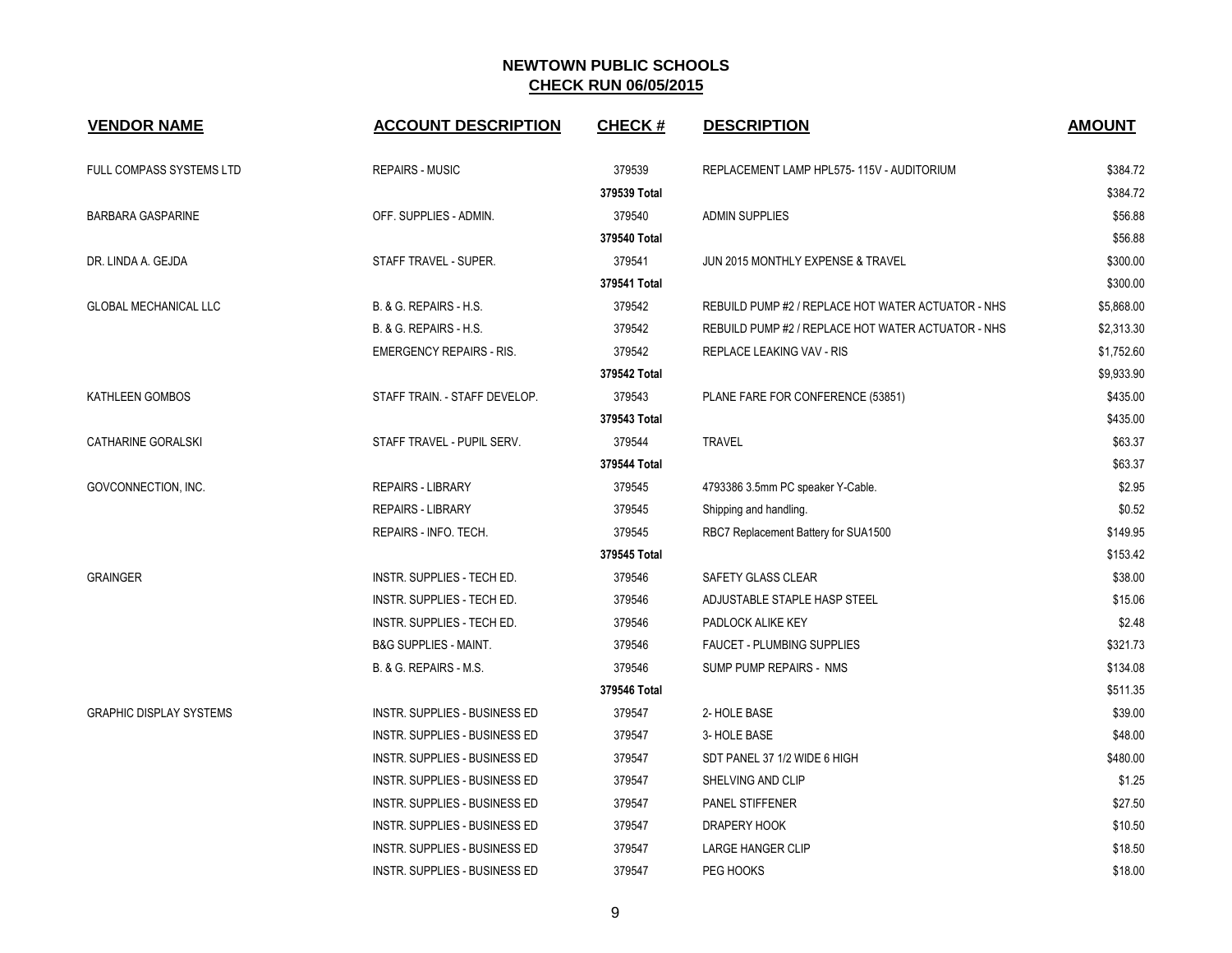# NEWTOWN PUBLIC SCHOOLS

## CHECK RUN 06/05/2015

| VENDOR NAME | ACCOUNT DESCRIPTION | CHECK # | DESCRIPTION | AMOUNT |
|---|---|---|---|---|
| FULL COMPASS SYSTEMS LTD | REPAIRS - MUSIC | 379539 | REPLACEMENT LAMP HPL575- 115V - AUDITORIUM | $384.72 |
| | | 379539 Total | | $384.72 |
| BARBARA GASPARINE | OFF. SUPPLIES - ADMIN. | 379540 | ADMIN SUPPLIES | $56.88 |
| | | 379540 Total | | $56.88 |
| DR. LINDA A. GEJDA | STAFF TRAVEL - SUPER. | 379541 | JUN 2015 MONTHLY EXPENSE & TRAVEL | $300.00 |
| | | 379541 Total | | $300.00 |
| GLOBAL MECHANICAL LLC | B. & G. REPAIRS - H.S. | 379542 | REBUILD PUMP #2 / REPLACE HOT WATER ACTUATOR - NHS | $5,868.00 |
| | B. & G. REPAIRS - H.S. | 379542 | REBUILD PUMP #2 / REPLACE HOT WATER ACTUATOR - NHS | $2,313.30 |
| | EMERGENCY REPAIRS - RIS. | 379542 | REPLACE LEAKING VAV - RIS | $1,752.60 |
| | | 379542 Total | | $9,933.90 |
| KATHLEEN GOMBOS | STAFF TRAIN. - STAFF DEVELOP. | 379543 | PLANE FARE FOR CONFERENCE (53851) | $435.00 |
| | | 379543 Total | | $435.00 |
| CATHARINE GORALSKI | STAFF TRAVEL - PUPIL SERV. | 379544 | TRAVEL | $63.37 |
| | | 379544 Total | | $63.37 |
| GOVCONNECTION, INC. | REPAIRS - LIBRARY | 379545 | 4793386 3.5mm PC speaker Y-Cable. | $2.95 |
| | REPAIRS - LIBRARY | 379545 | Shipping and handling. | $0.52 |
| | REPAIRS - INFO. TECH. | 379545 | RBC7 Replacement Battery for SUA1500 | $149.95 |
| | | 379545 Total | | $153.42 |
| GRAINGER | INSTR. SUPPLIES - TECH ED. | 379546 | SAFETY GLASS CLEAR | $38.00 |
| | INSTR. SUPPLIES - TECH ED. | 379546 | ADJUSTABLE STAPLE HASP STEEL | $15.06 |
| | INSTR. SUPPLIES - TECH ED. | 379546 | PADLOCK ALIKE KEY | $2.48 |
| | B&G SUPPLIES - MAINT. | 379546 | FAUCET - PLUMBING SUPPLIES | $321.73 |
| | B. & G. REPAIRS - M.S. | 379546 | SUMP PUMP REPAIRS - NMS | $134.08 |
| | | 379546 Total | | $511.35 |
| GRAPHIC DISPLAY SYSTEMS | INSTR. SUPPLIES - BUSINESS ED | 379547 | 2- HOLE BASE | $39.00 |
| | INSTR. SUPPLIES - BUSINESS ED | 379547 | 3- HOLE BASE | $48.00 |
| | INSTR. SUPPLIES - BUSINESS ED | 379547 | SDT PANEL 37 1/2 WIDE 6 HIGH | $480.00 |
| | INSTR. SUPPLIES - BUSINESS ED | 379547 | SHELVING AND CLIP | $1.25 |
| | INSTR. SUPPLIES - BUSINESS ED | 379547 | PANEL STIFFENER | $27.50 |
| | INSTR. SUPPLIES - BUSINESS ED | 379547 | DRAPERY HOOK | $10.50 |
| | INSTR. SUPPLIES - BUSINESS ED | 379547 | LARGE HANGER CLIP | $18.50 |
| | INSTR. SUPPLIES - BUSINESS ED | 379547 | PEG HOOKS | $18.00 |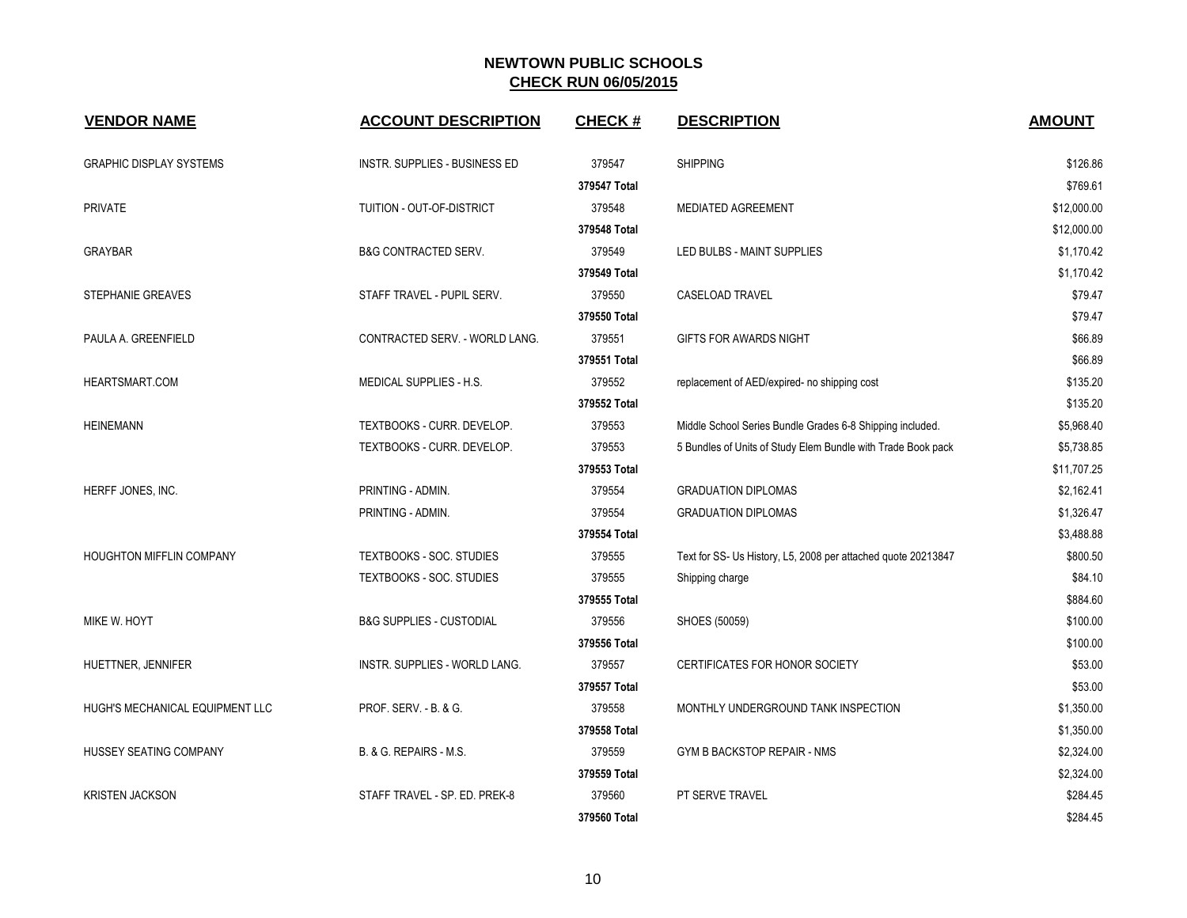# NEWTOWN PUBLIC SCHOOLS

## CHECK RUN 06/05/2015

| VENDOR NAME | ACCOUNT DESCRIPTION | CHECK # | DESCRIPTION | AMOUNT |
|---|---|---|---|---|
| GRAPHIC DISPLAY SYSTEMS | INSTR. SUPPLIES - BUSINESS ED | 379547 | SHIPPING | $126.86 |
| | | **379547 Total** | | $769.61 |
| PRIVATE | TUITION - OUT-OF-DISTRICT | 379548 | MEDIATED AGREEMENT | $12,000.00 |
| | | **379548 Total** | | $12,000.00 |
| GRAYBAR | B&G CONTRACTED SERV. | 379549 | LED BULBS - MAINT SUPPLIES | $1,170.42 |
| | | **379549 Total** | | $1,170.42 |
| STEPHANIE GREAVES | STAFF TRAVEL - PUPIL SERV. | 379550 | CASELOAD TRAVEL | $79.47 |
| | | **379550 Total** | | $79.47 |
| PAULA A. GREENFIELD | CONTRACTED SERV. - WORLD LANG. | 379551 | GIFTS FOR AWARDS NIGHT | $66.89 |
| | | **379551 Total** | | $66.89 |
| HEARTSMART.COM | MEDICAL SUPPLIES - H.S. | 379552 | replacement of AED/expired- no shipping cost | $135.20 |
| | | **379552 Total** | | $135.20 |
| HEINEMANN | TEXTBOOKS - CURR. DEVELOP. | 379553 | Middle School Series Bundle Grades 6-8 Shipping included. | $5,968.40 |
| | TEXTBOOKS - CURR. DEVELOP. | 379553 | 5 Bundles of Units of Study Elem Bundle with Trade Book pack | $5,738.85 |
| | | **379553 Total** | | $11,707.25 |
| HERFF JONES, INC. | PRINTING - ADMIN. | 379554 | GRADUATION DIPLOMAS | $2,162.41 |
| | PRINTING - ADMIN. | 379554 | GRADUATION DIPLOMAS | $1,326.47 |
| | | **379554 Total** | | $3,488.88 |
| HOUGHTON MIFFLIN COMPANY | TEXTBOOKS - SOC. STUDIES | 379555 | Text for SS- Us History, L5, 2008 per attached quote 20213847 | $800.50 |
| | TEXTBOOKS - SOC. STUDIES | 379555 | Shipping charge | $84.10 |
| | | **379555 Total** | | $884.60 |
| MIKE W. HOYT | B&G SUPPLIES - CUSTODIAL | 379556 | SHOES (50059) | $100.00 |
| | | **379556 Total** | | $100.00 |
| HUETTNER, JENNIFER | INSTR. SUPPLIES - WORLD LANG. | 379557 | CERTIFICATES FOR HONOR SOCIETY | $53.00 |
| | | **379557 Total** | | $53.00 |
| HUGH'S MECHANICAL EQUIPMENT LLC | PROF. SERV. - B. & G. | 379558 | MONTHLY UNDERGROUND TANK INSPECTION | $1,350.00 |
| | | **379558 Total** | | $1,350.00 |
| HUSSEY SEATING COMPANY | B. & G. REPAIRS - M.S. | 379559 | GYM B BACKSTOP REPAIR - NMS | $2,324.00 |
| | | **379559 Total** | | $2,324.00 |
| KRISTEN JACKSON | STAFF TRAVEL - SP. ED. PREK-8 | 379560 | PT SERVE TRAVEL | $284.45 |
| | | **379560 Total** | | $284.45 |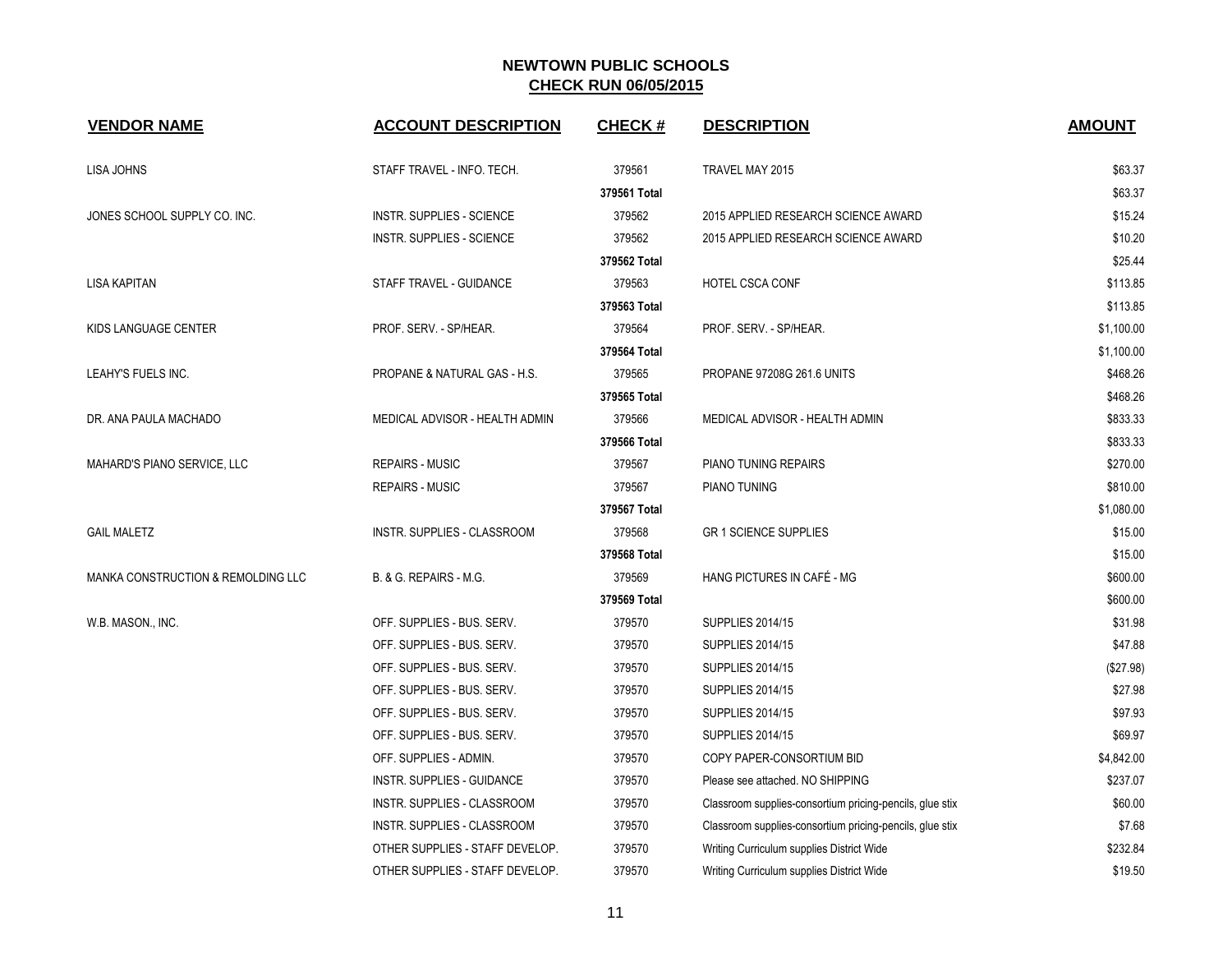# NEWTOWN PUBLIC SCHOOLS
## CHECK RUN 06/05/2015

| VENDOR NAME | ACCOUNT DESCRIPTION | CHECK # | DESCRIPTION | AMOUNT |
|---|---|---|---|---|
| LISA JOHNS | STAFF TRAVEL - INFO. TECH. | 379561 | TRAVEL MAY 2015 | $63.37 |
| | | 379561 Total | | $63.37 |
| JONES SCHOOL SUPPLY CO. INC. | INSTR. SUPPLIES - SCIENCE | 379562 | 2015 APPLIED RESEARCH SCIENCE AWARD | $15.24 |
| | INSTR. SUPPLIES - SCIENCE | 379562 | 2015 APPLIED RESEARCH SCIENCE AWARD | $10.20 |
| | | 379562 Total | | $25.44 |
| LISA KAPITAN | STAFF TRAVEL - GUIDANCE | 379563 | HOTEL CSCA CONF | $113.85 |
| | | 379563 Total | | $113.85 |
| KIDS LANGUAGE CENTER | PROF. SERV. - SP/HEAR. | 379564 | PROF. SERV. - SP/HEAR. | $1,100.00 |
| | | 379564 Total | | $1,100.00 |
| LEAHY'S FUELS INC. | PROPANE & NATURAL GAS - H.S. | 379565 | PROPANE 97208G 261.6 UNITS | $468.26 |
| | | 379565 Total | | $468.26 |
| DR. ANA PAULA MACHADO | MEDICAL ADVISOR - HEALTH ADMIN | 379566 | MEDICAL ADVISOR - HEALTH ADMIN | $833.33 |
| | | 379566 Total | | $833.33 |
| MAHARD'S PIANO SERVICE, LLC | REPAIRS - MUSIC | 379567 | PIANO TUNING REPAIRS | $270.00 |
| | REPAIRS - MUSIC | 379567 | PIANO TUNING | $810.00 |
| | | 379567 Total | | $1,080.00 |
| GAIL MALETZ | INSTR. SUPPLIES - CLASSROOM | 379568 | GR 1 SCIENCE SUPPLIES | $15.00 |
| | | 379568 Total | | $15.00 |
| MANKA CONSTRUCTION & REMOLDING LLC | B. & G. REPAIRS - M.G. | 379569 | HANG PICTURES IN CAFÉ - MG | $600.00 |
| | | 379569 Total | | $600.00 |
| W.B. MASON., INC. | OFF. SUPPLIES - BUS. SERV. | 379570 | SUPPLIES 2014/15 | $31.98 |
| | OFF. SUPPLIES - BUS. SERV. | 379570 | SUPPLIES 2014/15 | $47.88 |
| | OFF. SUPPLIES - BUS. SERV. | 379570 | SUPPLIES 2014/15 | ($27.98) |
| | OFF. SUPPLIES - BUS. SERV. | 379570 | SUPPLIES 2014/15 | $27.98 |
| | OFF. SUPPLIES - BUS. SERV. | 379570 | SUPPLIES 2014/15 | $97.93 |
| | OFF. SUPPLIES - BUS. SERV. | 379570 | SUPPLIES 2014/15 | $69.97 |
| | OFF. SUPPLIES - ADMIN. | 379570 | COPY PAPER-CONSORTIUM BID | $4,842.00 |
| | INSTR. SUPPLIES - GUIDANCE | 379570 | Please see attached. NO SHIPPING | $237.07 |
| | INSTR. SUPPLIES - CLASSROOM | 379570 | Classroom supplies-consortium pricing-pencils, glue stix | $60.00 |
| | INSTR. SUPPLIES - CLASSROOM | 379570 | Classroom supplies-consortium pricing-pencils, glue stix | $7.68 |
| | OTHER SUPPLIES - STAFF DEVELOP. | 379570 | Writing Curriculum supplies District Wide | $232.84 |
| | OTHER SUPPLIES - STAFF DEVELOP. | 379570 | Writing Curriculum supplies District Wide | $19.50 |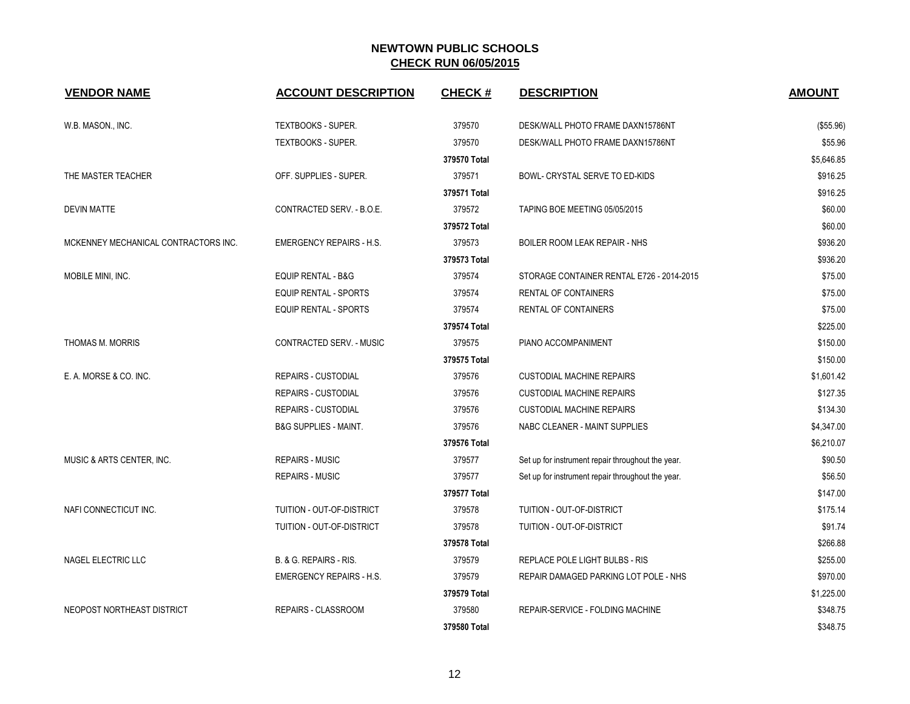# NEWTOWN PUBLIC SCHOOLS
## CHECK RUN 06/05/2015

| VENDOR NAME | ACCOUNT DESCRIPTION | CHECK # | DESCRIPTION | AMOUNT |
|---|---|---|---|---|
| W.B. MASON., INC. | TEXTBOOKS - SUPER. | 379570 | DESK/WALL PHOTO FRAME DAXN15786NT | ($55.96) |
| | TEXTBOOKS - SUPER. | 379570 | DESK/WALL PHOTO FRAME DAXN15786NT | $55.96 |
| | | **379570 Total** | | $5,646.85 |
| THE MASTER TEACHER | OFF. SUPPLIES - SUPER. | 379571 | BOWL- CRYSTAL SERVE TO ED-KIDS | $916.25 |
| | | **379571 Total** | | $916.25 |
| DEVIN MATTE | CONTRACTED SERV. - B.O.E. | 379572 | TAPING BOE MEETING 05/05/2015 | $60.00 |
| | | **379572 Total** | | $60.00 |
| MCKENNEY MECHANICAL CONTRACTORS INC. | EMERGENCY REPAIRS - H.S. | 379573 | BOILER ROOM LEAK REPAIR - NHS | $936.20 |
| | | **379573 Total** | | $936.20 |
| MOBILE MINI, INC. | EQUIP RENTAL - B&G | 379574 | STORAGE CONTAINER RENTAL E726 - 2014-2015 | $75.00 |
| | EQUIP RENTAL - SPORTS | 379574 | RENTAL OF CONTAINERS | $75.00 |
| | EQUIP RENTAL - SPORTS | 379574 | RENTAL OF CONTAINERS | $75.00 |
| | | **379574 Total** | | $225.00 |
| THOMAS M. MORRIS | CONTRACTED SERV. - MUSIC | 379575 | PIANO ACCOMPANIMENT | $150.00 |
| | | **379575 Total** | | $150.00 |
| E. A. MORSE & CO. INC. | REPAIRS - CUSTODIAL | 379576 | CUSTODIAL MACHINE REPAIRS | $1,601.42 |
| | REPAIRS - CUSTODIAL | 379576 | CUSTODIAL MACHINE REPAIRS | $127.35 |
| | REPAIRS - CUSTODIAL | 379576 | CUSTODIAL MACHINE REPAIRS | $134.30 |
| | B&G SUPPLIES - MAINT. | 379576 | NABC CLEANER - MAINT SUPPLIES | $4,347.00 |
| | | **379576 Total** | | $6,210.07 |
| MUSIC & ARTS CENTER, INC. | REPAIRS - MUSIC | 379577 | Set up for instrument repair throughout the year. | $90.50 |
| | REPAIRS - MUSIC | 379577 | Set up for instrument repair throughout the year. | $56.50 |
| | | **379577 Total** | | $147.00 |
| NAFI CONNECTICUT INC. | TUITION - OUT-OF-DISTRICT | 379578 | TUITION - OUT-OF-DISTRICT | $175.14 |
| | TUITION - OUT-OF-DISTRICT | 379578 | TUITION - OUT-OF-DISTRICT | $91.74 |
| | | **379578 Total** | | $266.88 |
| NAGEL ELECTRIC LLC | B. & G. REPAIRS - RIS. | 379579 | REPLACE POLE LIGHT BULBS - RIS | $255.00 |
| | EMERGENCY REPAIRS - H.S. | 379579 | REPAIR DAMAGED PARKING LOT POLE - NHS | $970.00 |
| | | **379579 Total** | | $1,225.00 |
| NEOPOST NORTHEAST DISTRICT | REPAIRS - CLASSROOM | 379580 | REPAIR-SERVICE - FOLDING MACHINE | $348.75 |
| | | **379580 Total** | | $348.75 |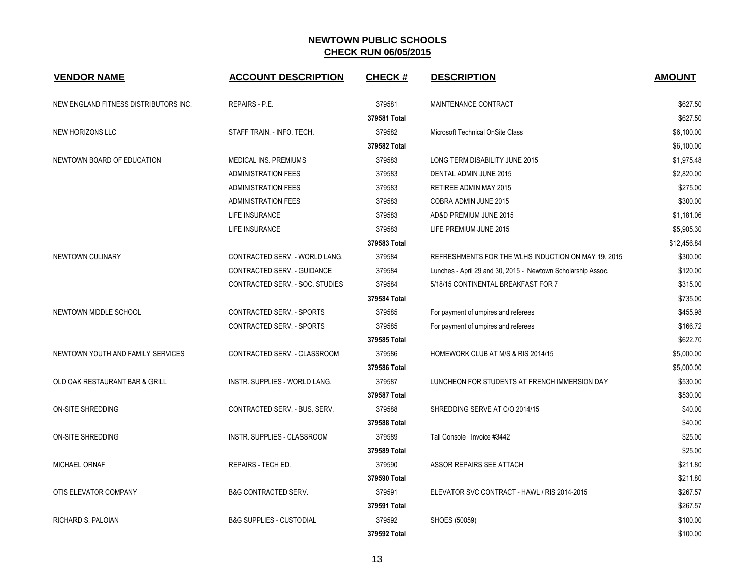# NEWTOWN PUBLIC SCHOOLS

## CHECK RUN 06/05/2015

| VENDOR NAME | ACCOUNT DESCRIPTION | CHECK # | DESCRIPTION | AMOUNT |
|---|---|---|---|---|
| NEW ENGLAND FITNESS DISTRIBUTORS INC. | REPAIRS - P.E. | 379581 | MAINTENANCE CONTRACT | $627.50 |
| | | **379581 Total** | | $627.50 |
| NEW HORIZONS LLC | STAFF TRAIN. - INFO. TECH. | 379582 | Microsoft Technical OnSite Class | $6,100.00 |
| | | **379582 Total** | | $6,100.00 |
| NEWTOWN BOARD OF EDUCATION | MEDICAL INS. PREMIUMS | 379583 | LONG TERM DISABILITY JUNE 2015 | $1,975.48 |
| | ADMINISTRATION FEES | 379583 | DENTAL ADMIN JUNE 2015 | $2,820.00 |
| | ADMINISTRATION FEES | 379583 | RETIREE ADMIN MAY 2015 | $275.00 |
| | ADMINISTRATION FEES | 379583 | COBRA ADMIN JUNE 2015 | $300.00 |
| | LIFE INSURANCE | 379583 | AD&D PREMIUM JUNE 2015 | $1,181.06 |
| | LIFE INSURANCE | 379583 | LIFE PREMIUM JUNE 2015 | $5,905.30 |
| | | **379583 Total** | | $12,456.84 |
| NEWTOWN CULINARY | CONTRACTED SERV. - WORLD LANG. | 379584 | REFRESHMENTS FOR THE WLHS INDUCTION ON MAY 19, 2015 | $300.00 |
| | CONTRACTED SERV. - GUIDANCE | 379584 | Lunches - April 29 and 30, 2015 - Newtown Scholarship Assoc. | $120.00 |
| | CONTRACTED SERV. - SOC. STUDIES | 379584 | 5/18/15 CONTINENTAL BREAKFAST FOR 7 | $315.00 |
| | | **379584 Total** | | $735.00 |
| NEWTOWN MIDDLE SCHOOL | CONTRACTED SERV. - SPORTS | 379585 | For payment of umpires and referees | $455.98 |
| | CONTRACTED SERV. - SPORTS | 379585 | For payment of umpires and referees | $166.72 |
| | | **379585 Total** | | $622.70 |
| NEWTOWN YOUTH AND FAMILY SERVICES | CONTRACTED SERV. - CLASSROOM | 379586 | HOMEWORK CLUB AT M/S & RIS 2014/15 | $5,000.00 |
| | | **379586 Total** | | $5,000.00 |
| OLD OAK RESTAURANT BAR & GRILL | INSTR. SUPPLIES - WORLD LANG. | 379587 | LUNCHEON FOR STUDENTS AT FRENCH IMMERSION DAY | $530.00 |
| | | **379587 Total** | | $530.00 |
| ON-SITE SHREDDING | CONTRACTED SERV. - BUS. SERV. | 379588 | SHREDDING SERVE AT C/O 2014/15 | $40.00 |
| | | **379588 Total** | | $40.00 |
| ON-SITE SHREDDING | INSTR. SUPPLIES - CLASSROOM | 379589 | Tall Console Invoice #3442 | $25.00 |
| | | **379589 Total** | | $25.00 |
| MICHAEL ORNAF | REPAIRS - TECH ED. | 379590 | ASSOR REPAIRS SEE ATTACH | $211.80 |
| | | **379590 Total** | | $211.80 |
| OTIS ELEVATOR COMPANY | B&G CONTRACTED SERV. | 379591 | ELEVATOR SVC CONTRACT - HAWL / RIS 2014-2015 | $267.57 |
| | | **379591 Total** | | $267.57 |
| RICHARD S. PALOIAN | B&G SUPPLIES - CUSTODIAL | 379592 | SHOES (50059) | $100.00 |
| | | **379592 Total** | | $100.00 |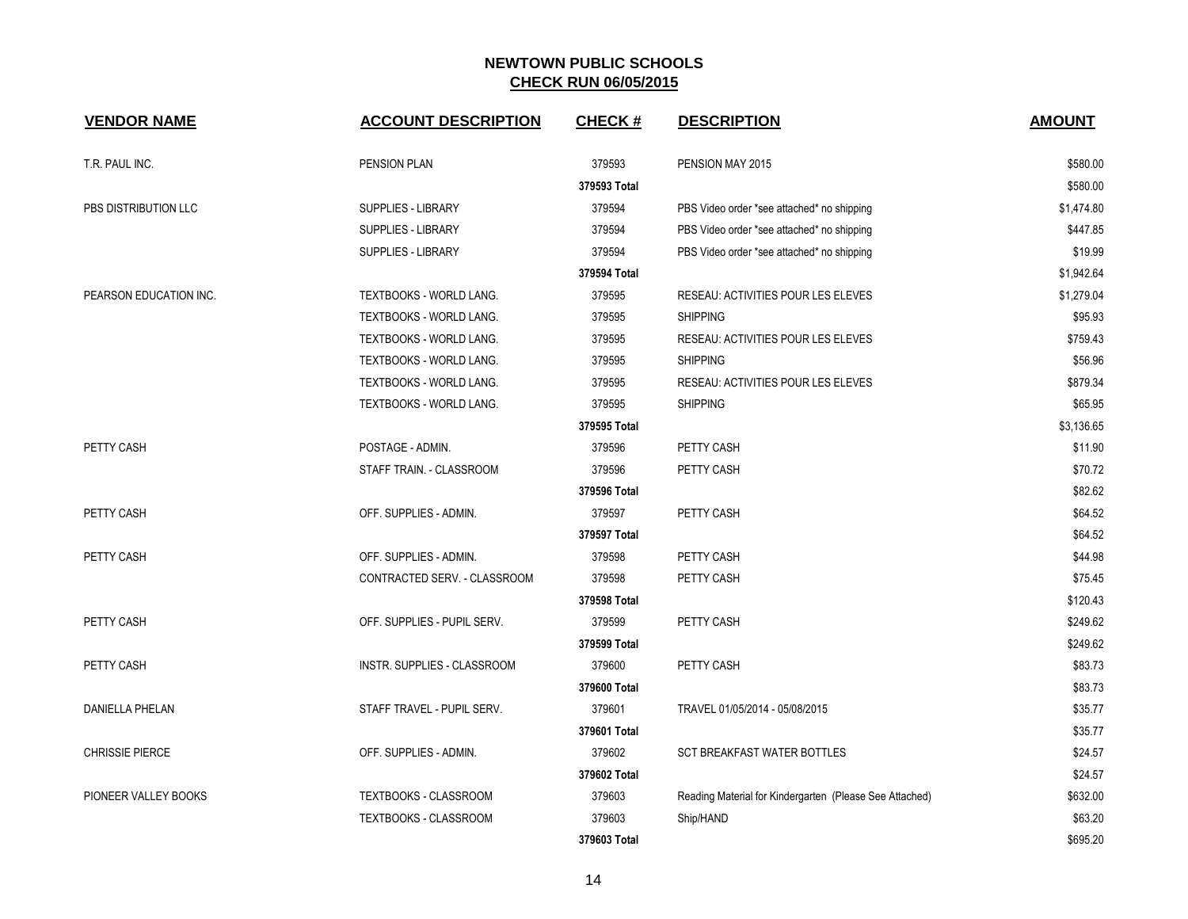**NEWTOWN PUBLIC SCHOOLS**
**CHECK RUN 06/05/2015**

| VENDOR NAME | ACCOUNT DESCRIPTION | CHECK # | DESCRIPTION | AMOUNT |
|---|---|---|---|---|
| T.R. PAUL INC. | PENSION PLAN | 379593 | PENSION MAY 2015 | $580.00 |
| | | 379593 Total | | $580.00 |
| PBS DISTRIBUTION LLC | SUPPLIES - LIBRARY | 379594 | PBS Video order *see attached* no shipping | $1,474.80 |
| | SUPPLIES - LIBRARY | 379594 | PBS Video order *see attached* no shipping | $447.85 |
| | SUPPLIES - LIBRARY | 379594 | PBS Video order *see attached* no shipping | $19.99 |
| | | 379594 Total | | $1,942.64 |
| PEARSON EDUCATION INC. | TEXTBOOKS - WORLD LANG. | 379595 | RESEAU: ACTIVITIES POUR LES ELEVES | $1,279.04 |
| | TEXTBOOKS - WORLD LANG. | 379595 | SHIPPING | $95.93 |
| | TEXTBOOKS - WORLD LANG. | 379595 | RESEAU: ACTIVITIES POUR LES ELEVES | $759.43 |
| | TEXTBOOKS - WORLD LANG. | 379595 | SHIPPING | $56.96 |
| | TEXTBOOKS - WORLD LANG. | 379595 | RESEAU: ACTIVITIES POUR LES ELEVES | $879.34 |
| | TEXTBOOKS - WORLD LANG. | 379595 | SHIPPING | $65.95 |
| | | 379595 Total | | $3,136.65 |
| PETTY CASH | POSTAGE - ADMIN. | 379596 | PETTY CASH | $11.90 |
| | STAFF TRAIN. - CLASSROOM | 379596 | PETTY CASH | $70.72 |
| | | 379596 Total | | $82.62 |
| PETTY CASH | OFF. SUPPLIES - ADMIN. | 379597 | PETTY CASH | $64.52 |
| | | 379597 Total | | $64.52 |
| PETTY CASH | OFF. SUPPLIES - ADMIN. | 379598 | PETTY CASH | $44.98 |
| | CONTRACTED SERV. - CLASSROOM | 379598 | PETTY CASH | $75.45 |
| | | 379598 Total | | $120.43 |
| PETTY CASH | OFF. SUPPLIES - PUPIL SERV. | 379599 | PETTY CASH | $249.62 |
| | | 379599 Total | | $249.62 |
| PETTY CASH | INSTR. SUPPLIES - CLASSROOM | 379600 | PETTY CASH | $83.73 |
| | | 379600 Total | | $83.73 |
| DANIELLA PHELAN | STAFF TRAVEL - PUPIL SERV. | 379601 | TRAVEL 01/05/2014 - 05/08/2015 | $35.77 |
| | | 379601 Total | | $35.77 |
| CHRISSIE PIERCE | OFF. SUPPLIES - ADMIN. | 379602 | SCT BREAKFAST WATER BOTTLES | $24.57 |
| | | 379602 Total | | $24.57 |
| PIONEER VALLEY BOOKS | TEXTBOOKS - CLASSROOM | 379603 | Reading Material for Kindergarten (Please See Attached) | $632.00 |
| | TEXTBOOKS - CLASSROOM | 379603 | Ship/HAND | $63.20 |
| | | 379603 Total | | $695.20 |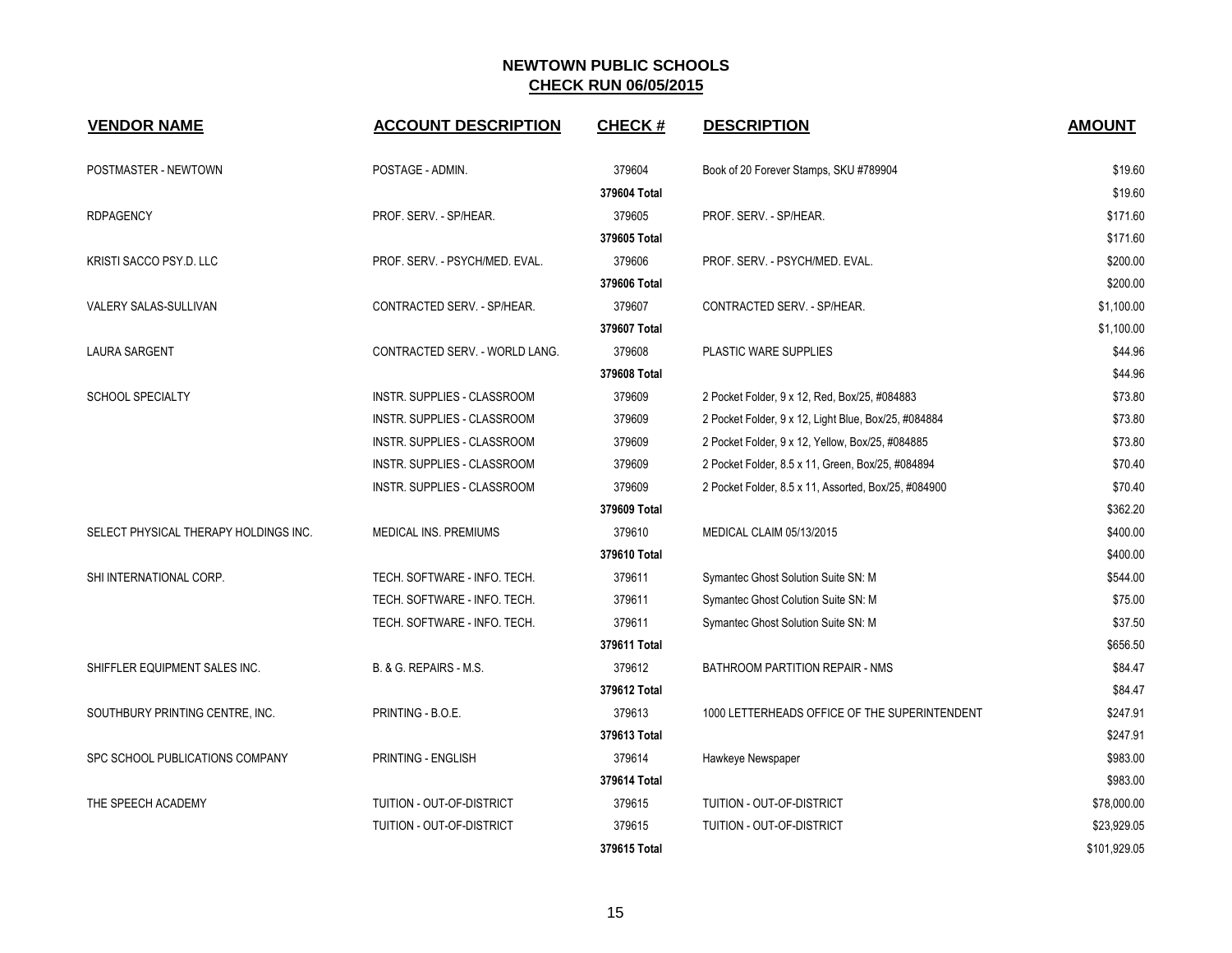# NEWTOWN PUBLIC SCHOOLS

## CHECK RUN 06/05/2015

| VENDOR NAME | ACCOUNT DESCRIPTION | CHECK # | DESCRIPTION | AMOUNT |
|---|---|---|---|---|
| POSTMASTER - NEWTOWN | POSTAGE - ADMIN. | 379604 | Book of 20 Forever Stamps, SKU #789904 | $19.60 |
| | | **379604 Total** | | $19.60 |
| RDPAGENCY | PROF. SERV. - SP/HEAR. | 379605 | PROF. SERV. - SP/HEAR. | $171.60 |
| | | **379605 Total** | | $171.60 |
| KRISTI SACCO PSY.D. LLC | PROF. SERV. - PSYCH/MED. EVAL. | 379606 | PROF. SERV. - PSYCH/MED. EVAL. | $200.00 |
| | | **379606 Total** | | $200.00 |
| VALERY SALAS-SULLIVAN | CONTRACTED SERV. - SP/HEAR. | 379607 | CONTRACTED SERV. - SP/HEAR. | $1,100.00 |
| | | **379607 Total** | | $1,100.00 |
| LAURA SARGENT | CONTRACTED SERV. - WORLD LANG. | 379608 | PLASTIC WARE SUPPLIES | $44.96 |
| | | **379608 Total** | | $44.96 |
| SCHOOL SPECIALTY | INSTR. SUPPLIES - CLASSROOM | 379609 | 2 Pocket Folder, 9 x 12, Red, Box/25, #084883 | $73.80 |
| | INSTR. SUPPLIES - CLASSROOM | 379609 | 2 Pocket Folder, 9 x 12, Light Blue, Box/25, #084884 | $73.80 |
| | INSTR. SUPPLIES - CLASSROOM | 379609 | 2 Pocket Folder, 9 x 12, Yellow, Box/25, #084885 | $73.80 |
| | INSTR. SUPPLIES - CLASSROOM | 379609 | 2 Pocket Folder, 8.5 x 11, Green, Box/25, #084894 | $70.40 |
| | INSTR. SUPPLIES - CLASSROOM | 379609 | 2 Pocket Folder, 8.5 x 11, Assorted, Box/25, #084900 | $70.40 |
| | | **379609 Total** | | $362.20 |
| SELECT PHYSICAL THERAPY HOLDINGS INC. | MEDICAL INS. PREMIUMS | 379610 | MEDICAL CLAIM 05/13/2015 | $400.00 |
| | | **379610 Total** | | $400.00 |
| SHI INTERNATIONAL CORP. | TECH. SOFTWARE - INFO. TECH. | 379611 | Symantec Ghost Solution Suite SN: M | $544.00 |
| | TECH. SOFTWARE - INFO. TECH. | 379611 | Symantec Ghost Colution Suite SN: M | $75.00 |
| | TECH. SOFTWARE - INFO. TECH. | 379611 | Symantec Ghost Solution Suite SN: M | $37.50 |
| | | **379611 Total** | | $656.50 |
| SHIFFLER EQUIPMENT SALES INC. | B. & G. REPAIRS - M.S. | 379612 | BATHROOM PARTITION REPAIR - NMS | $84.47 |
| | | **379612 Total** | | $84.47 |
| SOUTHBURY PRINTING CENTRE, INC. | PRINTING - B.O.E. | 379613 | 1000 LETTERHEADS OFFICE OF THE SUPERINTENDENT | $247.91 |
| | | **379613 Total** | | $247.91 |
| SPC SCHOOL PUBLICATIONS COMPANY | PRINTING - ENGLISH | 379614 | Hawkeye Newspaper | $983.00 |
| | | **379614 Total** | | $983.00 |
| THE SPEECH ACADEMY | TUITION - OUT-OF-DISTRICT | 379615 | TUITION - OUT-OF-DISTRICT | $78,000.00 |
| | TUITION - OUT-OF-DISTRICT | 379615 | TUITION - OUT-OF-DISTRICT | $23,929.05 |
| | | **379615 Total** | | $101,929.05 |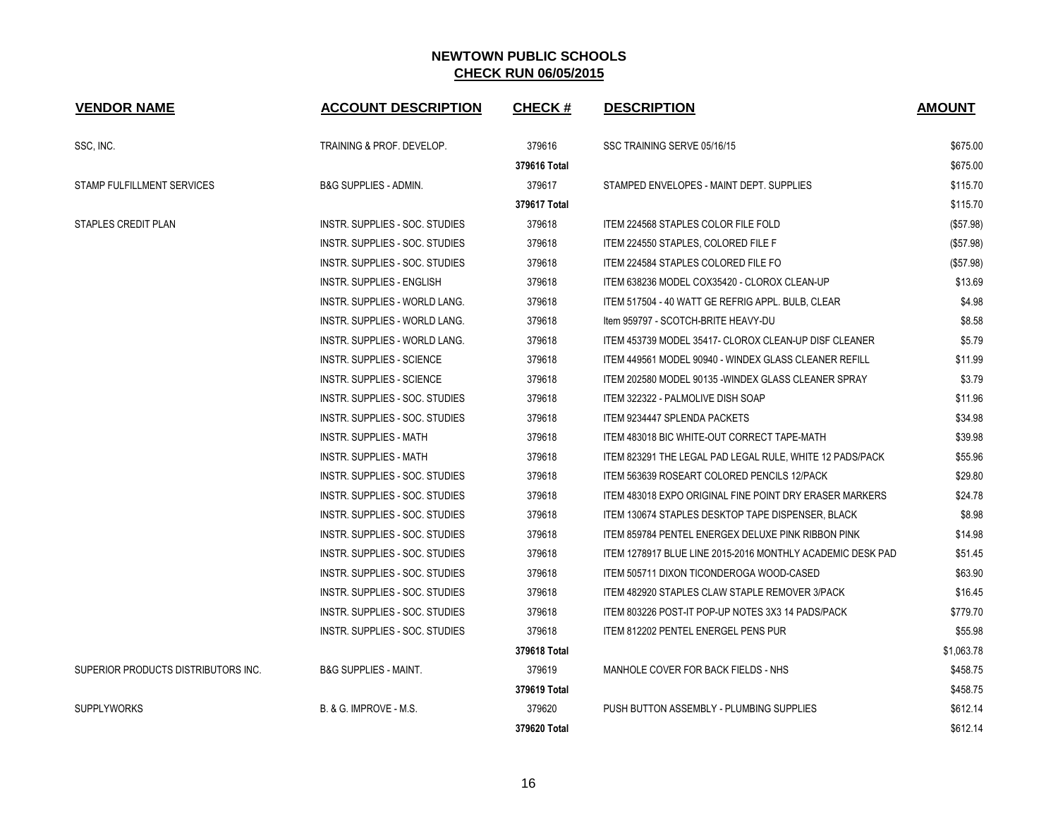# NEWTOWN PUBLIC SCHOOLS

## CHECK RUN 06/05/2015

| VENDOR NAME | ACCOUNT DESCRIPTION | CHECK # | DESCRIPTION | AMOUNT |
|---|---|---|---|---|
| SSC, INC. | TRAINING & PROF. DEVELOP. | 379616 | SSC TRAINING SERVE 05/16/15 | $675.00 |
| | | 379616 Total | | $675.00 |
| STAMP FULFILLMENT SERVICES | B&G SUPPLIES - ADMIN. | 379617 | STAMPED ENVELOPES - MAINT DEPT. SUPPLIES | $115.70 |
| | | 379617 Total | | $115.70 |
| STAPLES CREDIT PLAN | INSTR. SUPPLIES - SOC. STUDIES | 379618 | ITEM 224568 STAPLES COLOR FILE FOLD | ($57.98) |
| | INSTR. SUPPLIES - SOC. STUDIES | 379618 | ITEM 224550 STAPLES, COLORED FILE F | ($57.98) |
| | INSTR. SUPPLIES - SOC. STUDIES | 379618 | ITEM 224584 STAPLES COLORED FILE FO | ($57.98) |
| | INSTR. SUPPLIES - ENGLISH | 379618 | ITEM 638236 MODEL COX35420 - CLOROX CLEAN-UP | $13.69 |
| | INSTR. SUPPLIES - WORLD LANG. | 379618 | ITEM 517504 - 40 WATT GE REFRIG APPL. BULB, CLEAR | $4.98 |
| | INSTR. SUPPLIES - WORLD LANG. | 379618 | Item 959797 - SCOTCH-BRITE HEAVY-DU | $8.58 |
| | INSTR. SUPPLIES - WORLD LANG. | 379618 | ITEM 453739 MODEL 35417- CLOROX CLEAN-UP DISF CLEANER | $5.79 |
| | INSTR. SUPPLIES - SCIENCE | 379618 | ITEM 449561 MODEL 90940 - WINDEX GLASS CLEANER REFILL | $11.99 |
| | INSTR. SUPPLIES - SCIENCE | 379618 | ITEM 202580 MODEL 90135 -WINDEX GLASS CLEANER SPRAY | $3.79 |
| | INSTR. SUPPLIES - SOC. STUDIES | 379618 | ITEM 322322 - PALMOLIVE DISH SOAP | $11.96 |
| | INSTR. SUPPLIES - SOC. STUDIES | 379618 | ITEM 9234447 SPLENDA PACKETS | $34.98 |
| | INSTR. SUPPLIES - MATH | 379618 | ITEM 483018 BIC WHITE-OUT CORRECT TAPE-MATH | $39.98 |
| | INSTR. SUPPLIES - MATH | 379618 | ITEM 823291 THE LEGAL PAD LEGAL RULE, WHITE 12 PADS/PACK | $55.96 |
| | INSTR. SUPPLIES - SOC. STUDIES | 379618 | ITEM 563639 ROSEART COLORED PENCILS 12/PACK | $29.80 |
| | INSTR. SUPPLIES - SOC. STUDIES | 379618 | ITEM 483018 EXPO ORIGINAL FINE POINT DRY ERASER MARKERS | $24.78 |
| | INSTR. SUPPLIES - SOC. STUDIES | 379618 | ITEM 130674 STAPLES DESKTOP TAPE DISPENSER, BLACK | $8.98 |
| | INSTR. SUPPLIES - SOC. STUDIES | 379618 | ITEM 859784 PENTEL ENERGEX DELUXE PINK RIBBON PINK | $14.98 |
| | INSTR. SUPPLIES - SOC. STUDIES | 379618 | ITEM 1278917 BLUE LINE 2015-2016 MONTHLY ACADEMIC DESK PAD | $51.45 |
| | INSTR. SUPPLIES - SOC. STUDIES | 379618 | ITEM 505711 DIXON TICONDEROGA WOOD-CASED | $63.90 |
| | INSTR. SUPPLIES - SOC. STUDIES | 379618 | ITEM 482920 STAPLES CLAW STAPLE REMOVER 3/PACK | $16.45 |
| | INSTR. SUPPLIES - SOC. STUDIES | 379618 | ITEM 803226 POST-IT POP-UP NOTES 3X3 14 PADS/PACK | $779.70 |
| | INSTR. SUPPLIES - SOC. STUDIES | 379618 | ITEM 812202 PENTEL ENERGEL PENS PUR | $55.98 |
| | | 379618 Total | | $1,063.78 |
| SUPERIOR PRODUCTS DISTRIBUTORS INC. | B&G SUPPLIES - MAINT. | 379619 | MANHOLE COVER FOR BACK FIELDS - NHS | $458.75 |
| | | 379619 Total | | $458.75 |
| SUPPLYWORKS | B. & G. IMPROVE - M.S. | 379620 | PUSH BUTTON ASSEMBLY - PLUMBING SUPPLIES | $612.14 |
| | | 379620 Total | | $612.14 |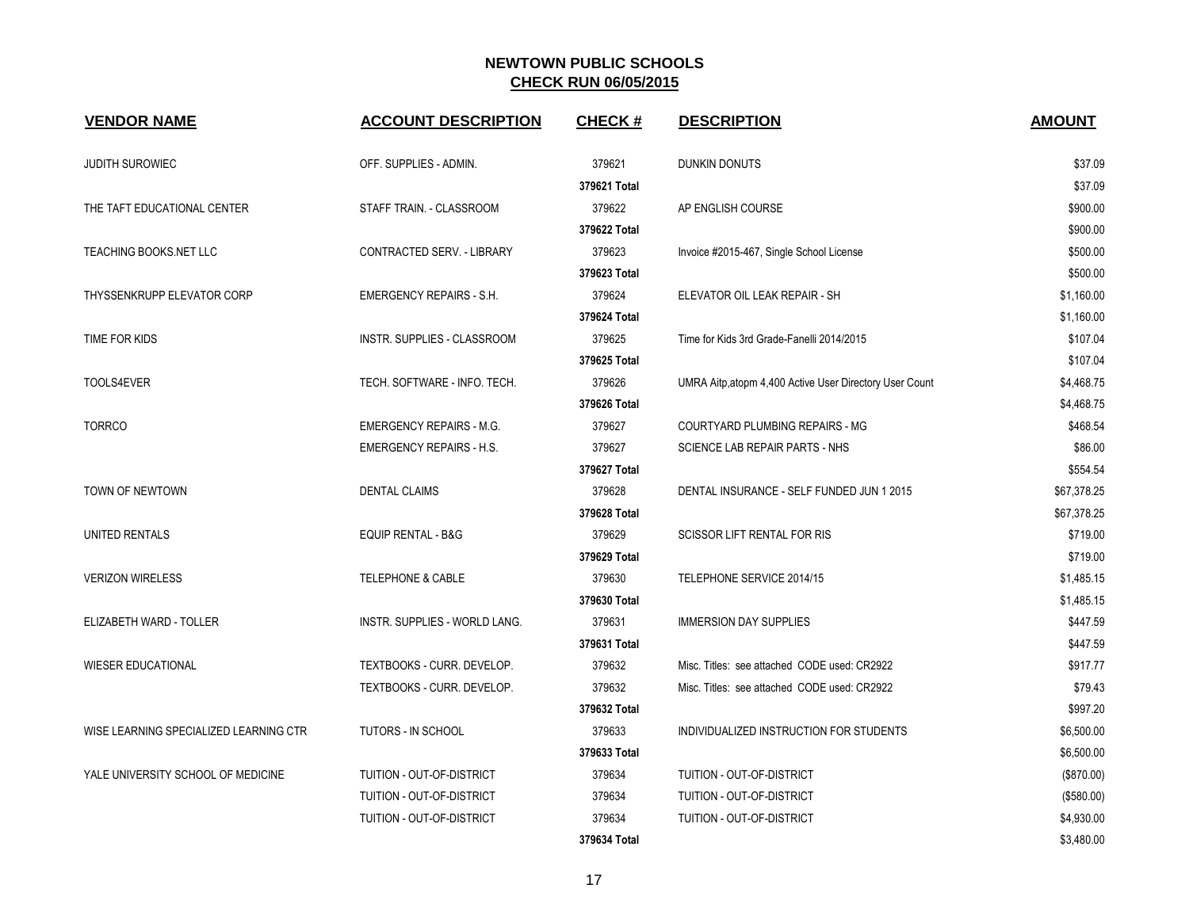# NEWTOWN PUBLIC SCHOOLS
## CHECK RUN 06/05/2015

| VENDOR NAME | ACCOUNT DESCRIPTION | CHECK # | DESCRIPTION | AMOUNT |
|---|---|---|---|---|
| JUDITH SUROWIEC | OFF. SUPPLIES - ADMIN. | 379621 | DUNKIN DONUTS | $37.09 |
| | | 379621 Total | | $37.09 |
| THE TAFT EDUCATIONAL CENTER | STAFF TRAIN. - CLASSROOM | 379622 | AP ENGLISH COURSE | $900.00 |
| | | 379622 Total | | $900.00 |
| TEACHING BOOKS.NET LLC | CONTRACTED SERV. - LIBRARY | 379623 | Invoice #2015-467, Single School License | $500.00 |
| | | 379623 Total | | $500.00 |
| THYSSENKRUPP ELEVATOR CORP | EMERGENCY REPAIRS - S.H. | 379624 | ELEVATOR OIL LEAK REPAIR - SH | $1,160.00 |
| | | 379624 Total | | $1,160.00 |
| TIME FOR KIDS | INSTR. SUPPLIES - CLASSROOM | 379625 | Time for Kids 3rd Grade-Fanelli 2014/2015 | $107.04 |
| | | 379625 Total | | $107.04 |
| TOOLS4EVER | TECH. SOFTWARE - INFO. TECH. | 379626 | UMRA Aitp,atopm 4,400 Active User Directory User Count | $4,468.75 |
| | | 379626 Total | | $4,468.75 |
| TORRCO | EMERGENCY REPAIRS - M.G. | 379627 | COURTYARD PLUMBING REPAIRS - MG | $468.54 |
| | EMERGENCY REPAIRS - H.S. | 379627 | SCIENCE LAB REPAIR PARTS - NHS | $86.00 |
| | | 379627 Total | | $554.54 |
| TOWN OF NEWTOWN | DENTAL CLAIMS | 379628 | DENTAL INSURANCE - SELF FUNDED JUN 1 2015 | $67,378.25 |
| | | 379628 Total | | $67,378.25 |
| UNITED RENTALS | EQUIP RENTAL - B&G | 379629 | SCISSOR LIFT RENTAL FOR RIS | $719.00 |
| | | 379629 Total | | $719.00 |
| VERIZON WIRELESS | TELEPHONE & CABLE | 379630 | TELEPHONE SERVICE 2014/15 | $1,485.15 |
| | | 379630 Total | | $1,485.15 |
| ELIZABETH WARD - TOLLER | INSTR. SUPPLIES - WORLD LANG. | 379631 | IMMERSION DAY SUPPLIES | $447.59 |
| | | 379631 Total | | $447.59 |
| WIESER EDUCATIONAL | TEXTBOOKS - CURR. DEVELOP. | 379632 | Misc. Titles: see attached CODE used: CR2922 | $917.77 |
| | TEXTBOOKS - CURR. DEVELOP. | 379632 | Misc. Titles: see attached CODE used: CR2922 | $79.43 |
| | | 379632 Total | | $997.20 |
| WISE LEARNING SPECIALIZED LEARNING CTR | TUTORS - IN SCHOOL | 379633 | INDIVIDUALIZED INSTRUCTION FOR STUDENTS | $6,500.00 |
| | | 379633 Total | | $6,500.00 |
| YALE UNIVERSITY SCHOOL OF MEDICINE | TUITION - OUT-OF-DISTRICT | 379634 | TUITION - OUT-OF-DISTRICT | ($870.00) |
| | TUITION - OUT-OF-DISTRICT | 379634 | TUITION - OUT-OF-DISTRICT | ($580.00) |
| | TUITION - OUT-OF-DISTRICT | 379634 | TUITION - OUT-OF-DISTRICT | $4,930.00 |
| | | 379634 Total | | $3,480.00 |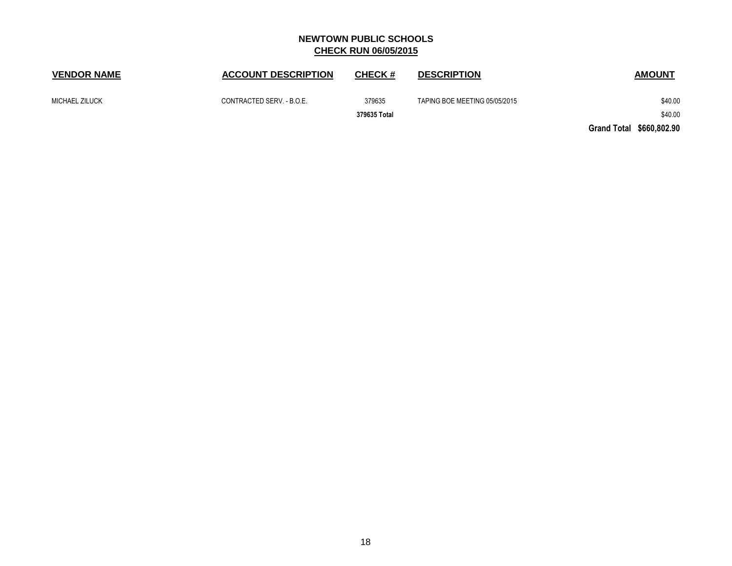# NEWTOWN PUBLIC SCHOOLS

## CHECK RUN 06/05/2015

| VENDOR NAME | ACCOUNT DESCRIPTION | CHECK # | DESCRIPTION | AMOUNT |
|---|---|---|---|---|
| MICHAEL ZILUCK | CONTRACTED SERV. - B.O.E. | 379635 | TAPING BOE MEETING 05/05/2015 | $40.00 |
| | | **379635 Total** | | $40.00 |
| | | | **Grand Total** | **$660,802.90** |